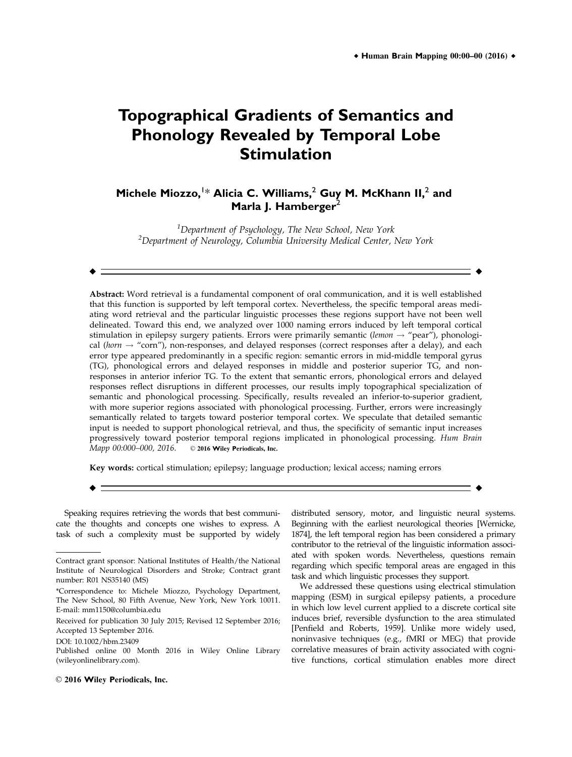# Topographical Gradients of Semantics and Phonology Revealed by Temporal Lobe Stimulation

**Michele Miozzo,[1]* Alicia C. Williams,[2] Guy M. McKhann II,[2] and Marla J. Hamberger[2]**

[1]*Department of Psychology, The New School, New York*
[2]*Department of Neurology, Columbia University Medical Center, New York*

---

**Abstract:** Word retrieval is a fundamental component of oral communication, and it is well established that this function is supported by left temporal cortex. Nevertheless, the specific temporal areas mediating word retrieval and the particular linguistic processes these regions support have not been well delineated. Toward this end, we analyzed over 1000 naming errors induced by left temporal cortical stimulation in epilepsy surgery patients. Errors were primarily semantic (*lemon* → "pear"), phonological (*horn* → "corn"), non-responses, and delayed responses (correct responses after a delay), and each error type appeared predominantly in a specific region: semantic errors in mid-middle temporal gyrus (TG), phonological errors and delayed responses in middle and posterior superior TG, and non-responses in anterior inferior TG. To the extent that semantic errors, phonological errors and delayed responses reflect disruptions in different processes, our results imply topographical specialization of semantic and phonological processing. Specifically, results revealed an inferior-to-superior gradient, with more superior regions associated with phonological processing. Further, errors were increasingly semantically related to targets toward posterior temporal cortex. We speculate that detailed semantic input is needed to support phonological retrieval, and thus, the specificity of semantic input increases progressively toward posterior temporal regions implicated in phonological processing. *Hum Brain Mapp 00:000–000, 2016.* © **2016 Wiley Periodicals, Inc.**

**Key words:** cortical stimulation; epilepsy; language production; lexical access; naming errors

---

Speaking requires retrieving the words that best communicate the thoughts and concepts one wishes to express. A task of such a complexity must be supported by widely distributed sensory, motor, and linguistic neural systems. Beginning with the earliest neurological theories [Wernicke, 1874], the left temporal region has been considered a primary contributor to the retrieval of the linguistic information associated with spoken words. Nevertheless, questions remain regarding which specific temporal areas are engaged in this task and which linguistic processes they support.

We addressed these questions using electrical stimulation mapping (ESM) in surgical epilepsy patients, a procedure in which low level current applied to a discrete cortical site induces brief, reversible dysfunction to the area stimulated [Penfield and Roberts, 1959]. Unlike more widely used, noninvasive techniques (e.g., fMRI or MEG) that provide correlative measures of brain activity associated with cognitive functions, cortical stimulation enables more direct

---

Contract grant sponsor: National Institutes of Health/the National Institute of Neurological Disorders and Stroke; Contract grant number: R01 NS35140 (MS)

*Correspondence to: Michele Miozzo, Psychology Department, The New School, 80 Fifth Avenue, New York, New York 10011. E-mail: mm1150@columbia.edu

Received for publication 30 July 2015; Revised 12 September 2016; Accepted 13 September 2016.

DOI: 10.1002/hbm.23409

Published online 00 Month 2016 in Wiley Online Library (wileyonlinelibrary.com).

© 2016 Wiley Periodicals, Inc.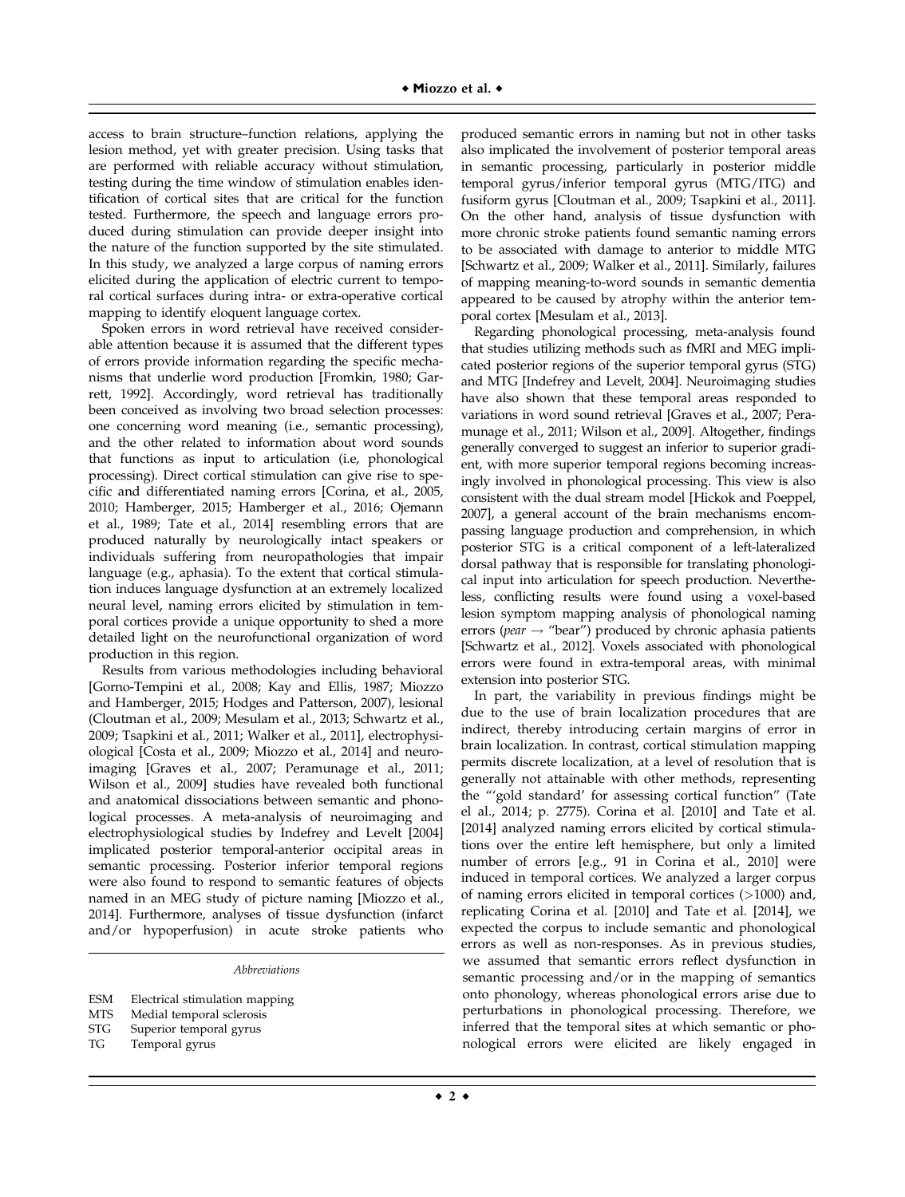access to brain structure–function relations, applying the lesion method, yet with greater precision. Using tasks that are performed with reliable accuracy without stimulation, testing during the time window of stimulation enables identification of cortical sites that are critical for the function tested. Furthermore, the speech and language errors produced during stimulation can provide deeper insight into the nature of the function supported by the site stimulated. In this study, we analyzed a large corpus of naming errors elicited during the application of electric current to temporal cortical surfaces during intra- or extra-operative cortical mapping to identify eloquent language cortex.

Spoken errors in word retrieval have received considerable attention because it is assumed that the different types of errors provide information regarding the specific mechanisms that underlie word production [Fromkin, 1980; Garrett, 1992]. Accordingly, word retrieval has traditionally been conceived as involving two broad selection processes: one concerning word meaning (i.e., semantic processing), and the other related to information about word sounds that functions as input to articulation (i.e, phonological processing). Direct cortical stimulation can give rise to specific and differentiated naming errors [Corina, et al., 2005, 2010; Hamberger, 2015; Hamberger et al., 2016; Ojemann et al., 1989; Tate et al., 2014] resembling errors that are produced naturally by neurologically intact speakers or individuals suffering from neuropathologies that impair language (e.g., aphasia). To the extent that cortical stimulation induces language dysfunction at an extremely localized neural level, naming errors elicited by stimulation in temporal cortices provide a unique opportunity to shed a more detailed light on the neurofunctional organization of word production in this region.

Results from various methodologies including behavioral [Gorno-Tempini et al., 2008; Kay and Ellis, 1987; Miozzo and Hamberger, 2015; Hodges and Patterson, 2007), lesional (Cloutman et al., 2009; Mesulam et al., 2013; Schwartz et al., 2009; Tsapkini et al., 2011; Walker et al., 2011], electrophysiological [Costa et al., 2009; Miozzo et al., 2014] and neuroimaging [Graves et al., 2007; Peramunage et al., 2011; Wilson et al., 2009] studies have revealed both functional and anatomical dissociations between semantic and phonological processes. A meta-analysis of neuroimaging and electrophysiological studies by Indefrey and Levelt [2004] implicated posterior temporal-anterior occipital areas in semantic processing. Posterior inferior temporal regions were also found to respond to semantic features of objects named in an MEG study of picture naming [Miozzo et al., 2014]. Furthermore, analyses of tissue dysfunction (infarct and/or hypoperfusion) in acute stroke patients who produced semantic errors in naming but not in other tasks also implicated the involvement of posterior temporal areas in semantic processing, particularly in posterior middle temporal gyrus/inferior temporal gyrus (MTG/ITG) and fusiform gyrus [Cloutman et al., 2009; Tsapkini et al., 2011]. On the other hand, analysis of tissue dysfunction with more chronic stroke patients found semantic naming errors to be associated with damage to anterior to middle MTG [Schwartz et al., 2009; Walker et al., 2011]. Similarly, failures of mapping meaning-to-word sounds in semantic dementia appeared to be caused by atrophy within the anterior temporal cortex [Mesulam et al., 2013].

Regarding phonological processing, meta-analysis found that studies utilizing methods such as fMRI and MEG implicated posterior regions of the superior temporal gyrus (STG) and MTG [Indefrey and Levelt, 2004]. Neuroimaging studies have also shown that these temporal areas responded to variations in word sound retrieval [Graves et al., 2007; Peramunage et al., 2011; Wilson et al., 2009]. Altogether, findings generally converged to suggest an inferior to superior gradient, with more superior temporal regions becoming increasingly involved in phonological processing. This view is also consistent with the dual stream model [Hickok and Poeppel, 2007], a general account of the brain mechanisms encompassing language production and comprehension, in which posterior STG is a critical component of a left-lateralized dorsal pathway that is responsible for translating phonological input into articulation for speech production. Nevertheless, conflicting results were found using a voxel-based lesion symptom mapping analysis of phonological naming errors (*pear* → "bear") produced by chronic aphasia patients [Schwartz et al., 2012]. Voxels associated with phonological errors were found in extra-temporal areas, with minimal extension into posterior STG.

In part, the variability in previous findings might be due to the use of brain localization procedures that are indirect, thereby introducing certain margins of error in brain localization. In contrast, cortical stimulation mapping permits discrete localization, at a level of resolution that is generally not attainable with other methods, representing the "'gold standard' for assessing cortical function" (Tate el al., 2014; p. 2775). Corina et al. [2010] and Tate et al. [2014] analyzed naming errors elicited by cortical stimulations over the entire left hemisphere, but only a limited number of errors [e.g., 91 in Corina et al., 2010] were induced in temporal cortices. We analyzed a larger corpus of naming errors elicited in temporal cortices (>1000) and, replicating Corina et al. [2010] and Tate et al. [2014], we expected the corpus to include semantic and phonological errors as well as non-responses. As in previous studies, we assumed that semantic errors reflect dysfunction in semantic processing and/or in the mapping of semantics onto phonology, whereas phonological errors arise due to perturbations in phonological processing. Therefore, we inferred that the temporal sites at which semantic or phonological errors were elicited are likely engaged in

*Abbreviations*

ESM Electrical stimulation mapping
MTS Medial temporal sclerosis
STG Superior temporal gyrus
TG Temporal gyrus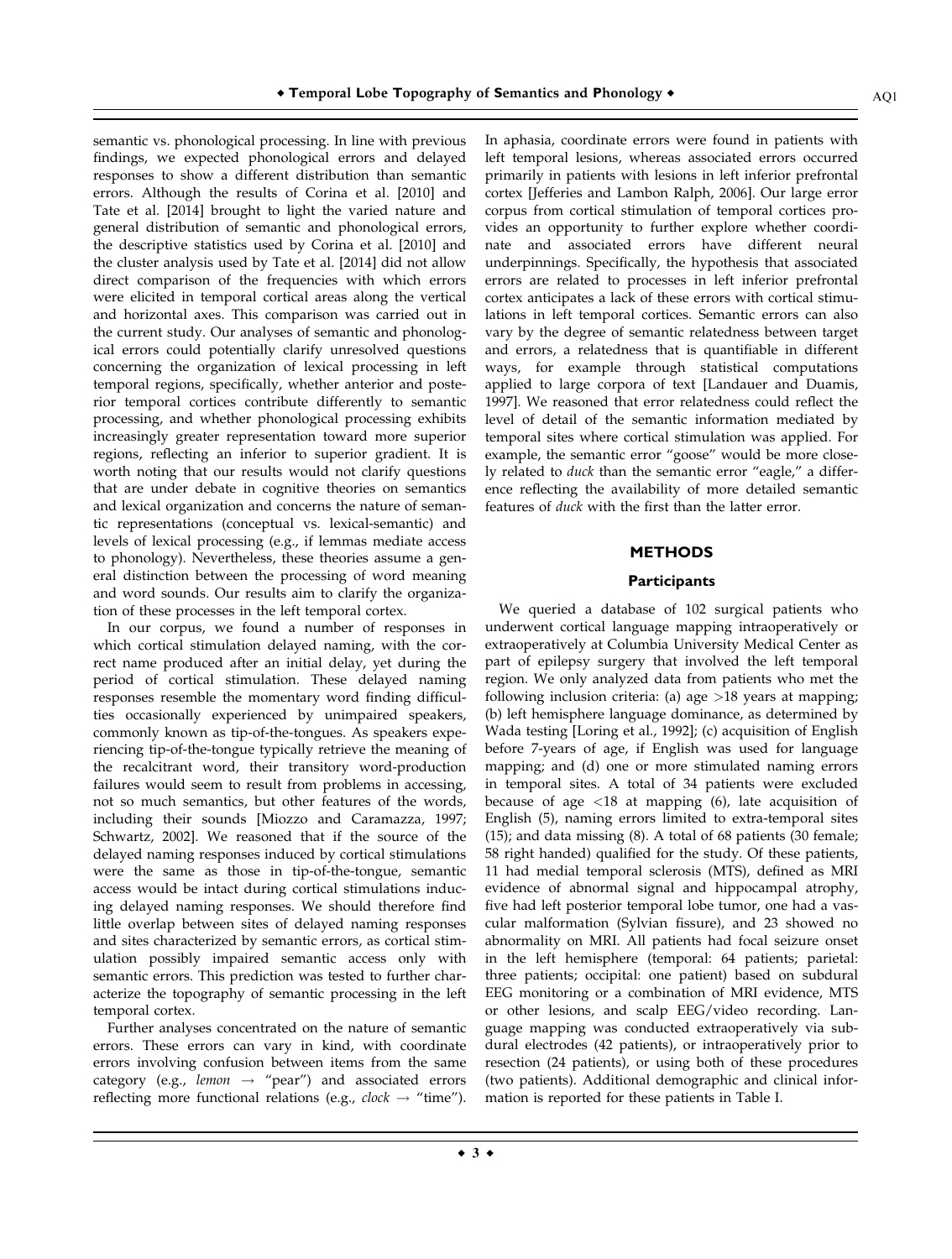semantic vs. phonological processing. In line with previous findings, we expected phonological errors and delayed responses to show a different distribution than semantic errors. Although the results of Corina et al. [2010] and Tate et al. [2014] brought to light the varied nature and general distribution of semantic and phonological errors, the descriptive statistics used by Corina et al. [2010] and the cluster analysis used by Tate et al. [2014] did not allow direct comparison of the frequencies with which errors were elicited in temporal cortical areas along the vertical and horizontal axes. This comparison was carried out in the current study. Our analyses of semantic and phonological errors could potentially clarify unresolved questions concerning the organization of lexical processing in left temporal regions, specifically, whether anterior and posterior temporal cortices contribute differently to semantic processing, and whether phonological processing exhibits increasingly greater representation toward more superior regions, reflecting an inferior to superior gradient. It is worth noting that our results would not clarify questions that are under debate in cognitive theories on semantics and lexical organization and concerns the nature of semantic representations (conceptual vs. lexical-semantic) and levels of lexical processing (e.g., if lemmas mediate access to phonology). Nevertheless, these theories assume a general distinction between the processing of word meaning and word sounds. Our results aim to clarify the organization of these processes in the left temporal cortex.

In our corpus, we found a number of responses in which cortical stimulation delayed naming, with the correct name produced after an initial delay, yet during the period of cortical stimulation. These delayed naming responses resemble the momentary word finding difficulties occasionally experienced by unimpaired speakers, commonly known as tip-of-the-tongues. As speakers experiencing tip-of-the-tongue typically retrieve the meaning of the recalcitrant word, their transitory word-production failures would seem to result from problems in accessing, not so much semantics, but other features of the words, including their sounds [Miozzo and Caramazza, 1997; Schwartz, 2002]. We reasoned that if the source of the delayed naming responses induced by cortical stimulations were the same as those in tip-of-the-tongue, semantic access would be intact during cortical stimulations inducing delayed naming responses. We should therefore find little overlap between sites of delayed naming responses and sites characterized by semantic errors, as cortical stimulation possibly impaired semantic access only with semantic errors. This prediction was tested to further characterize the topography of semantic processing in the left temporal cortex.

Further analyses concentrated on the nature of semantic errors. These errors can vary in kind, with coordinate errors involving confusion between items from the same category (e.g., *lemon* → "pear") and associated errors reflecting more functional relations (e.g., *clock* → "time"). In aphasia, coordinate errors were found in patients with left temporal lesions, whereas associated errors occurred primarily in patients with lesions in left inferior prefrontal cortex [Jefferies and Lambon Ralph, 2006]. Our large error corpus from cortical stimulation of temporal cortices provides an opportunity to further explore whether coordinate and associated errors have different neural underpinnings. Specifically, the hypothesis that associated errors are related to processes in left inferior prefrontal cortex anticipates a lack of these errors with cortical stimulations in left temporal cortices. Semantic errors can also vary by the degree of semantic relatedness between target and errors, a relatedness that is quantifiable in different ways, for example through statistical computations applied to large corpora of text [Landauer and Duamis, 1997]. We reasoned that error relatedness could reflect the level of detail of the semantic information mediated by temporal sites where cortical stimulation was applied. For example, the semantic error "goose" would be more closely related to *duck* than the semantic error "eagle," a difference reflecting the availability of more detailed semantic features of *duck* with the first than the latter error.

## METHODS

### Participants

We queried a database of 102 surgical patients who underwent cortical language mapping intraoperatively or extraoperatively at Columbia University Medical Center as part of epilepsy surgery that involved the left temporal region. We only analyzed data from patients who met the following inclusion criteria: (a) age >18 years at mapping; (b) left hemisphere language dominance, as determined by Wada testing [Loring et al., 1992]; (c) acquisition of English before 7-years of age, if English was used for language mapping; and (d) one or more stimulated naming errors in temporal sites. A total of 34 patients were excluded because of age <18 at mapping (6), late acquisition of English (5), naming errors limited to extra-temporal sites (15); and data missing (8). A total of 68 patients (30 female; 58 right handed) qualified for the study. Of these patients, 11 had medial temporal sclerosis (MTS), defined as MRI evidence of abnormal signal and hippocampal atrophy, five had left posterior temporal lobe tumor, one had a vascular malformation (Sylvian fissure), and 23 showed no abnormality on MRI. All patients had focal seizure onset in the left hemisphere (temporal: 64 patients; parietal: three patients; occipital: one patient) based on subdural EEG monitoring or a combination of MRI evidence, MTS or other lesions, and scalp EEG/video recording. Language mapping was conducted extraoperatively via subdural electrodes (42 patients), or intraoperatively prior to resection (24 patients), or using both of these procedures (two patients). Additional demographic and clinical information is reported for these patients in Table I.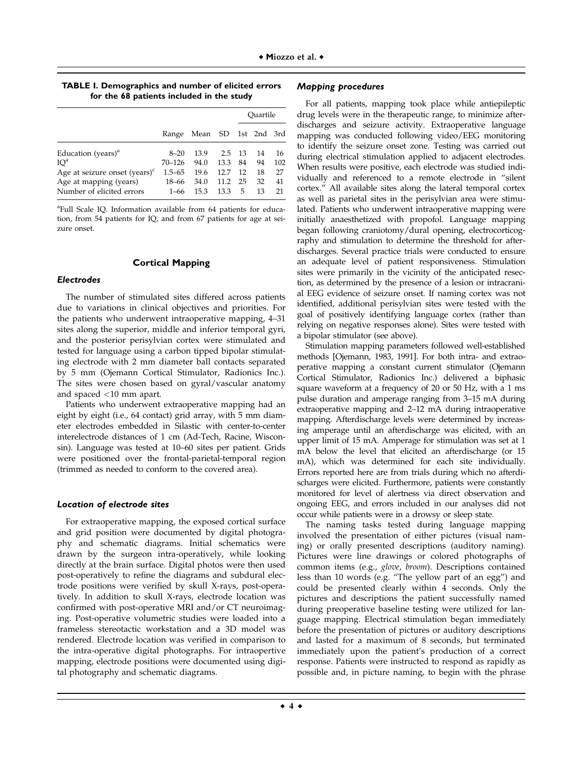**TABLE I. Demographics and number of elicited errors for the 68 patients included in the study**

| | Range | Mean | SD | Quartile 1st | 2nd | 3rd |
|---|---|---|---|---|---|---|
| Education (years)[a] | 8–20 | 13.9 | 2.5 | 13 | 14 | 16 |
| IQ[a] | 70–126 | 94.0 | 13.3 | 84 | 94 | 102 |
| Age at seizure onset (years)[c] | 1.5–65 | 19.6 | 12.7 | 12 | 18 | 27 |
| Age at mapping (years) | 18–66 | 34.0 | 11.2 | 25 | 32 | 41 |
| Number of elicited errors | 1–66 | 15.3 | 13.3 | 5 | 13 | 21 |

[a]Full Scale IQ. Information available from 64 patients for education, from 54 patients for IQ, and from 67 patients for age at seizure onset.

## Cortical Mapping

### Electrodes

The number of stimulated sites differed across patients due to variations in clinical objectives and priorities. For the patients who underwent intraoperative mapping, 4–31 sites along the superior, middle and inferior temporal gyri, and the posterior perisylvian cortex were stimulated and tested for language using a carbon tipped bipolar stimulating electrode with 2 mm diameter ball contacts separated by 5 mm (Ojemann Cortical Stimulator, Radionics Inc.). The sites were chosen based on gyral/vascular anatomy and spaced <10 mm apart.

Patients who underwent extraoperative mapping had an eight by eight (i.e., 64 contact) grid array, with 5 mm diameter electrodes embedded in Silastic with center-to-center interelectrode distances of 1 cm (Ad-Tech, Racine, Wisconsin). Language was tested at 10–60 sites per patient. Grids were positioned over the frontal-parietal-temporal region (trimmed as needed to conform to the covered area).

### Location of electrode sites

For extraoperative mapping, the exposed cortical surface and grid position were documented by digital photography and schematic diagrams. Initial schematics were drawn by the surgeon intra-operatively, while looking directly at the brain surface. Digital photos were then used post-operatively to refine the diagrams and subdural electrode positions were verified by skull X-rays, post-operatively. In addition to skull X-rays, electrode location was confirmed with post-operative MRI and/or CT neuroimaging. Post-operative volumetric studies were loaded into a frameless stereotactic workstation and a 3D model was rendered. Electrode location was verified in comparison to the intra-operative digital photographs. For intraopertive mapping, electrode positions were documented using digital photography and schematic diagrams.

### Mapping procedures

For all patients, mapping took place while antiepileptic drug levels were in the therapeutic range, to minimize afterdischarges and seizure activity. Extraoperative language mapping was conducted following video/EEG monitoring to identify the seizure onset zone. Testing was carried out during electrical stimulation applied to adjacent electrodes. When results were positive, each electrode was studied individually and referenced to a remote electrode in "silent cortex." All available sites along the lateral temporal cortex as well as parietal sites in the perisylvian area were stimulated. Patients who underwent intraoperative mapping were initially anaesthetized with propofol. Language mapping began following craniotomy/dural opening, electrocorticography and stimulation to determine the threshold for afterdischarges. Several practice trials were conducted to ensure an adequate level of patient responsiveness. Stimulation sites were primarily in the vicinity of the anticipated resection, as determined by the presence of a lesion or intracranial EEG evidence of seizure onset. If naming cortex was not identified, additional perisylvian sites were tested with the goal of positively identifying language cortex (rather than relying on negative responses alone). Sites were tested with a bipolar stimulator (see above).

Stimulation mapping parameters followed well-established methods [Ojemann, 1983, 1991]. For both intra- and extraoperative mapping a constant current stimulator (Ojemann Cortical Stimulator, Radionics Inc.) delivered a biphasic square waveform at a frequency of 20 or 50 Hz, with a 1 ms pulse duration and amperage ranging from 3–15 mA during extraoperative mapping and 2–12 mA during intraoperative mapping. Afterdischarge levels were determined by increasing amperage until an afterdischarge was elicited, with an upper limit of 15 mA. Amperage for stimulation was set at 1 mA below the level that elicited an afterdischarge (or 15 mA), which was determined for each site individually. Errors reported here are from trials during which no afterdischarges were elicited. Furthermore, patients were constantly monitored for level of alertness via direct observation and ongoing EEG, and errors included in our analyses did not occur while patients were in a drowsy or sleep state.

The naming tasks tested during language mapping involved the presentation of either pictures (visual naming) or orally presented descriptions (auditory naming). Pictures were line drawings or colored photographs of common items (e.g., *glove*, *broom*). Descriptions contained less than 10 words (e.g. "The yellow part of an egg") and could be presented clearly within 4 seconds. Only the pictures and descriptions the patient successfully named during preoperative baseline testing were utilized for language mapping. Electrical stimulation began immediately before the presentation of pictures or auditory descriptions and lasted for a maximum of 8 seconds, but terminated immediately upon the patient's production of a correct response. Patients were instructed to respond as rapidly as possible and, in picture naming, to begin with the phrase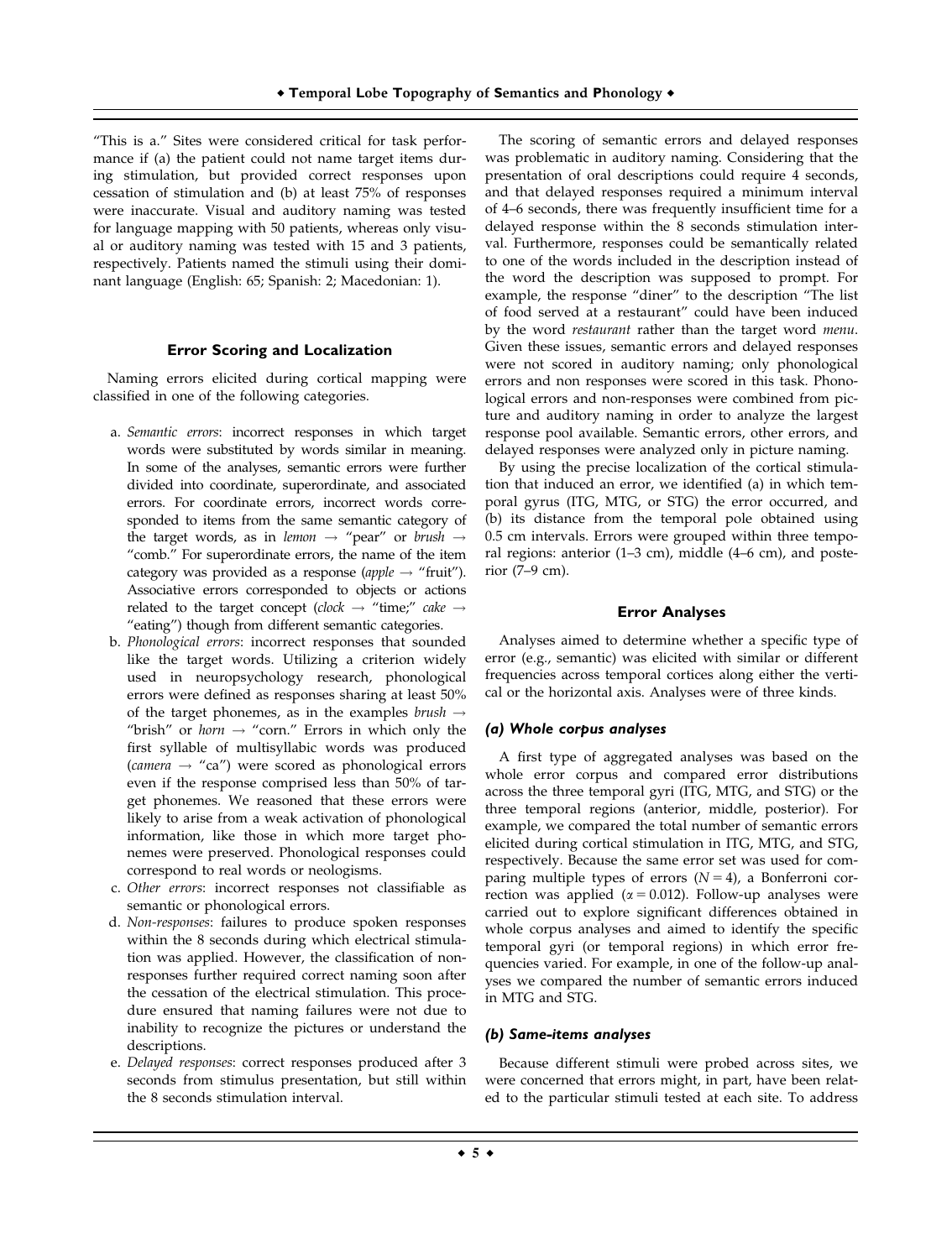"This is a." Sites were considered critical for task performance if (a) the patient could not name target items during stimulation, but provided correct responses upon cessation of stimulation and (b) at least 75% of responses were inaccurate. Visual and auditory naming was tested for language mapping with 50 patients, whereas only visual or auditory naming was tested with 15 and 3 patients, respectively. Patients named the stimuli using their dominant language (English: 65; Spanish: 2; Macedonian: 1).

### Error Scoring and Localization

Naming errors elicited during cortical mapping were classified in one of the following categories.

a. *Semantic errors*: incorrect responses in which target words were substituted by words similar in meaning. In some of the analyses, semantic errors were further divided into coordinate, superordinate, and associated errors. For coordinate errors, incorrect words corresponded to items from the same semantic category of the target words, as in *lemon* → "pear" or *brush* → "comb." For superordinate errors, the name of the item category was provided as a response (*apple* → "fruit"). Associative errors corresponded to objects or actions related to the target concept (*clock* → "time;" *cake* → "eating") though from different semantic categories.
b. *Phonological errors*: incorrect responses that sounded like the target words. Utilizing a criterion widely used in neuropsychology research, phonological errors were defined as responses sharing at least 50% of the target phonemes, as in the examples *brush* → "brish" or *horn* → "corn." Errors in which only the first syllable of multisyllabic words was produced (*camera* → "ca") were scored as phonological errors even if the response comprised less than 50% of target phonemes. We reasoned that these errors were likely to arise from a weak activation of phonological information, like those in which more target phonemes were preserved. Phonological responses could correspond to real words or neologisms.
c. *Other errors*: incorrect responses not classifiable as semantic or phonological errors.
d. *Non-responses*: failures to produce spoken responses within the 8 seconds during which electrical stimulation was applied. However, the classification of non-responses further required correct naming soon after the cessation of the electrical stimulation. This procedure ensured that naming failures were not due to inability to recognize the pictures or understand the descriptions.
e. *Delayed responses*: correct responses produced after 3 seconds from stimulus presentation, but still within the 8 seconds stimulation interval.

The scoring of semantic errors and delayed responses was problematic in auditory naming. Considering that the presentation of oral descriptions could require 4 seconds, and that delayed responses required a minimum interval of 4–6 seconds, there was frequently insufficient time for a delayed response within the 8 seconds stimulation interval. Furthermore, responses could be semantically related to one of the words included in the description instead of the word the description was supposed to prompt. For example, the response "diner" to the description "The list of food served at a restaurant" could have been induced by the word *restaurant* rather than the target word *menu*. Given these issues, semantic errors and delayed responses were not scored in auditory naming; only phonological errors and non responses were scored in this task. Phonological errors and non-responses were combined from picture and auditory naming in order to analyze the largest response pool available. Semantic errors, other errors, and delayed responses were analyzed only in picture naming.

By using the precise localization of the cortical stimulation that induced an error, we identified (a) in which temporal gyrus (ITG, MTG, or STG) the error occurred, and (b) its distance from the temporal pole obtained using 0.5 cm intervals. Errors were grouped within three temporal regions: anterior (1–3 cm), middle (4–6 cm), and posterior (7–9 cm).

### Error Analyses

Analyses aimed to determine whether a specific type of error (e.g., semantic) was elicited with similar or different frequencies across temporal cortices along either the vertical or the horizontal axis. Analyses were of three kinds.

#### *(a) Whole corpus analyses*

A first type of aggregated analyses was based on the whole error corpus and compared error distributions across the three temporal gyri (ITG, MTG, and STG) or the three temporal regions (anterior, middle, posterior). For example, we compared the total number of semantic errors elicited during cortical stimulation in ITG, MTG, and STG, respectively. Because the same error set was used for comparing multiple types of errors ($N = 4$), a Bonferroni correction was applied ($\alpha = 0.012$). Follow-up analyses were carried out to explore significant differences obtained in whole corpus analyses and aimed to identify the specific temporal gyri (or temporal regions) in which error frequencies varied. For example, in one of the follow-up analyses we compared the number of semantic errors induced in MTG and STG.

#### *(b) Same-items analyses*

Because different stimuli were probed across sites, we were concerned that errors might, in part, have been related to the particular stimuli tested at each site. To address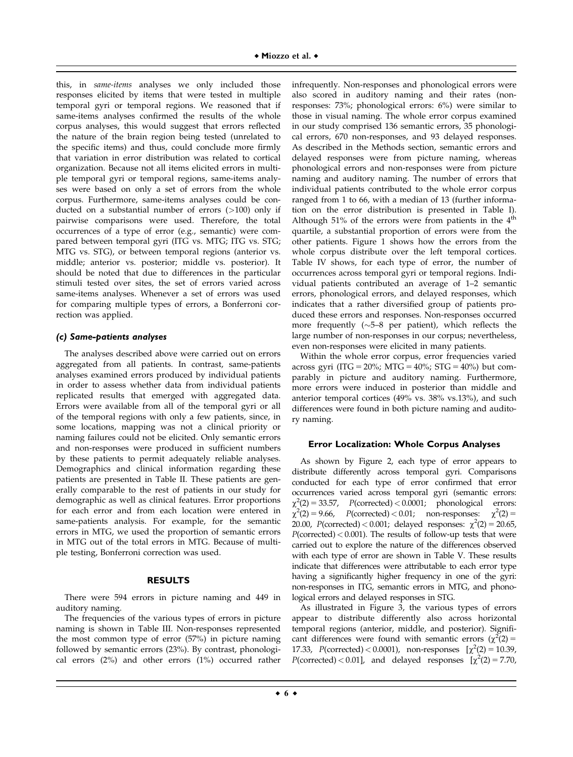this, in *same-items* analyses we only included those responses elicited by items that were tested in multiple temporal gyri or temporal regions. We reasoned that if same-items analyses confirmed the results of the whole corpus analyses, this would suggest that errors reflected the nature of the brain region being tested (unrelated to the specific items) and thus, could conclude more firmly that variation in error distribution was related to cortical organization. Because not all items elicited errors in multiple temporal gyri or temporal regions, same-items analyses were based on only a set of errors from the whole corpus. Furthermore, same-items analyses could be conducted on a substantial number of errors (>100) only if pairwise comparisons were used. Therefore, the total occurrences of a type of error (e.g., semantic) were compared between temporal gyri (ITG vs. MTG; ITG vs. STG; MTG vs. STG), or between temporal regions (anterior vs. middle; anterior vs. posterior; middle vs. posterior). It should be noted that due to differences in the particular stimuli tested over sites, the set of errors varied across same-items analyses. Whenever a set of errors was used for comparing multiple types of errors, a Bonferroni correction was applied.

#### *(c) Same-patients analyses*

The analyses described above were carried out on errors aggregated from all patients. In contrast, same-patients analyses examined errors produced by individual patients in order to assess whether data from individual patients replicated results that emerged with aggregated data. Errors were available from all of the temporal gyri or all of the temporal regions with only a few patients, since, in some locations, mapping was not a clinical priority or naming failures could not be elicited. Only semantic errors and non-responses were produced in sufficient numbers by these patients to permit adequately reliable analyses. Demographics and clinical information regarding these patients are presented in Table II. These patients are generally comparable to the rest of patients in our study for demographic as well as clinical features. Error proportions for each error and from each location were entered in same-patients analysis. For example, for the semantic errors in MTG, we used the proportion of semantic errors in MTG out of the total errors in MTG. Because of multiple testing, Bonferroni correction was used.

## RESULTS

There were 594 errors in picture naming and 449 in auditory naming.

The frequencies of the various types of errors in picture naming is shown in Table III. Non-responses represented the most common type of error (57%) in picture naming followed by semantic errors (23%). By contrast, phonological errors (2%) and other errors (1%) occurred rather infrequently. Non-responses and phonological errors were also scored in auditory naming and their rates (non-responses: 73%; phonological errors: 6%) were similar to those in visual naming. The whole error corpus examined in our study comprised 136 semantic errors, 35 phonological errors, 670 non-responses, and 93 delayed responses. As described in the Methods section, semantic errors and delayed responses were from picture naming, whereas phonological errors and non-responses were from picture naming and auditory naming. The number of errors that individual patients contributed to the whole error corpus ranged from 1 to 66, with a median of 13 (further information on the error distribution is presented in Table I). Although 51% of the errors were from patients in the 4th quartile, a substantial proportion of errors were from the other patients. Figure 1 shows how the errors from the whole corpus distribute over the left temporal cortices. Table IV shows, for each type of error, the number of occurrences across temporal gyri or temporal regions. Individual patients contributed an average of 1–2 semantic errors, phonological errors, and delayed responses, which indicates that a rather diversified group of patients produced these errors and responses. Non-responses occurred more frequently (~5–8 per patient), which reflects the large number of non-responses in our corpus; nevertheless, even non-responses were elicited in many patients.

Within the whole error corpus, error frequencies varied across gyri (ITG = 20%; MTG = 40%; STG = 40%) but comparably in picture and auditory naming. Furthermore, more errors were induced in posterior than middle and anterior temporal cortices (49% vs. 38% vs.13%), and such differences were found in both picture naming and auditory naming.

### Error Localization: Whole Corpus Analyses

As shown by Figure 2, each type of error appears to distribute differently across temporal gyri. Comparisons conducted for each type of error confirmed that error occurrences varied across temporal gyri (semantic errors: $\chi^2(2) = 33.57$, $P(\text{corrected}) < 0.0001$; phonological errors: $\chi^2(2) = 9.66$, $P(\text{corrected}) < 0.01$; non-responses: $\chi^2(2) = 20.00$, $P(\text{corrected}) < 0.001$; delayed responses: $\chi^2(2) = 20.65$, $P(\text{corrected}) < 0.001$). The results of follow-up tests that were carried out to explore the nature of the differences observed with each type of error are shown in Table V. These results indicate that differences were attributable to each error type having a significantly higher frequency in one of the gyri: non-responses in ITG, semantic errors in MTG, and phonological errors and delayed responses in STG.

As illustrated in Figure 3, the various types of errors appear to distribute differently also across horizontal temporal regions (anterior, middle, and posterior). Significant differences were found with semantic errors ($\chi^2(2) = 17.33$, $P(\text{corrected}) < 0.0001$), non-responses [$\chi^2(2) = 10.39$, $P(\text{corrected}) < 0.01$], and delayed responses [$\chi^2(2) = 7.70$,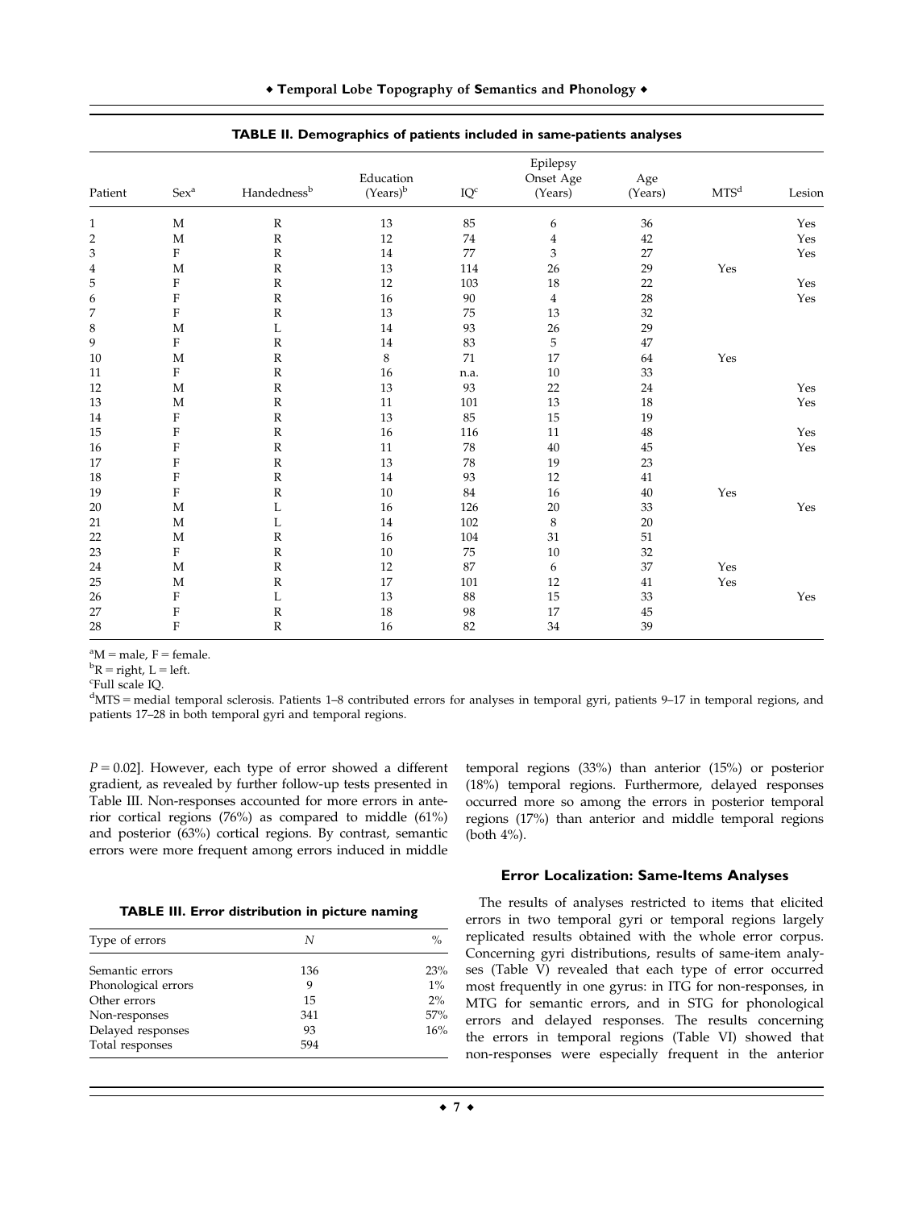**TABLE II. Demographics of patients included in same-patients analyses**

| Patient | Sex[a] | Handedness[b] | Education (Years)[b] | IQ[c] | Epilepsy Onset Age (Years) | Age (Years) | MTS[d] | Lesion |
|---|---|---|---|---|---|---|---|---|
| 1 | M | R | 13 | 85 | 6 | 36 | | Yes |
| 2 | M | R | 12 | 74 | 4 | 42 | | Yes |
| 3 | F | R | 14 | 77 | 3 | 27 | | Yes |
| 4 | M | R | 13 | 114 | 26 | 29 | Yes | |
| 5 | F | R | 12 | 103 | 18 | 22 | | Yes |
| 6 | F | R | 16 | 90 | 4 | 28 | | Yes |
| 7 | F | R | 13 | 75 | 13 | 32 | | |
| 8 | M | L | 14 | 93 | 26 | 29 | | |
| 9 | F | R | 14 | 83 | 5 | 47 | | |
| 10 | M | R | 8 | 71 | 17 | 64 | Yes | |
| 11 | F | R | 16 | n.a. | 10 | 33 | | |
| 12 | M | R | 13 | 93 | 22 | 24 | | Yes |
| 13 | M | R | 11 | 101 | 13 | 18 | | Yes |
| 14 | F | R | 13 | 85 | 15 | 19 | | |
| 15 | F | R | 16 | 116 | 11 | 48 | | Yes |
| 16 | F | R | 11 | 78 | 40 | 45 | | Yes |
| 17 | F | R | 13 | 78 | 19 | 23 | | |
| 18 | F | R | 14 | 93 | 12 | 41 | | |
| 19 | F | R | 10 | 84 | 16 | 40 | Yes | |
| 20 | M | L | 16 | 126 | 20 | 33 | | Yes |
| 21 | M | L | 14 | 102 | 8 | 20 | | |
| 22 | M | R | 16 | 104 | 31 | 51 | | |
| 23 | F | R | 10 | 75 | 10 | 32 | | |
| 24 | M | R | 12 | 87 | 6 | 37 | Yes | |
| 25 | M | R | 17 | 101 | 12 | 41 | Yes | |
| 26 | F | L | 13 | 88 | 15 | 33 | | Yes |
| 27 | F | R | 18 | 98 | 17 | 45 | | |
| 28 | F | R | 16 | 82 | 34 | 39 | | |

[a]M = male, F = female.
[b]R = right, L = left.
[c]Full scale IQ.
[d]MTS = medial temporal sclerosis. Patients 1–8 contributed errors for analyses in temporal gyri, patients 9–17 in temporal regions, and patients 17–28 in both temporal gyri and temporal regions.

$P = 0.02$]. However, each type of error showed a different gradient, as revealed by further follow-up tests presented in Table III. Non-responses accounted for more errors in anterior cortical regions (76%) as compared to middle (61%) and posterior (63%) cortical regions. By contrast, semantic errors were more frequent among errors induced in middle temporal regions (33%) than anterior (15%) or posterior (18%) temporal regions. Furthermore, delayed responses occurred more so among the errors in posterior temporal regions (17%) than anterior and middle temporal regions (both 4%).

**TABLE III. Error distribution in picture naming**

| Type of errors | N | % |
|---|---|---|
| Semantic errors | 136 | 23% |
| Phonological errors | 9 | 1% |
| Other errors | 15 | 2% |
| Non-responses | 341 | 57% |
| Delayed responses | 93 | 16% |
| Total responses | 594 | |

### Error Localization: Same-Items Analyses

The results of analyses restricted to items that elicited errors in two temporal gyri or temporal regions largely replicated results obtained with the whole error corpus. Concerning gyri distributions, results of same-item analyses (Table V) revealed that each type of error occurred most frequently in one gyrus: in ITG for non-responses, in MTG for semantic errors, and in STG for phonological errors and delayed responses. The results concerning the errors in temporal regions (Table VI) showed that non-responses were especially frequent in the anterior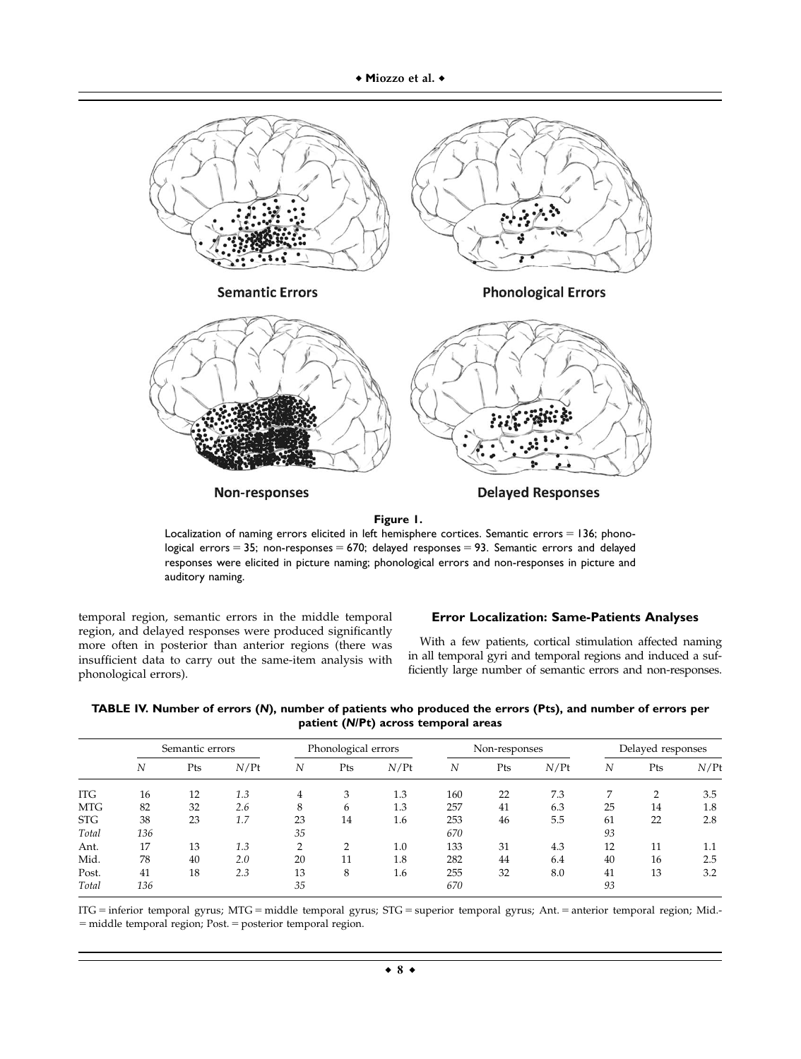**Figure 1.**

Localization of naming errors elicited in left hemisphere cortices. Semantic errors = 136; phonological errors = 35; non-responses = 670; delayed responses = 93. Semantic errors and delayed responses were elicited in picture naming; phonological errors and non-responses in picture and auditory naming.

temporal region, semantic errors in the middle temporal region, and delayed responses were produced significantly more often in posterior than anterior regions (there was insufficient data to carry out the same-item analysis with phonological errors).

### Error Localization: Same-Patients Analyses

With a few patients, cortical stimulation affected naming in all temporal gyri and temporal regions and induced a sufficiently large number of semantic errors and non-responses.

**TABLE IV. Number of errors (*N*), number of patients who produced the errors (Pts), and number of errors per patient (*N*/Pt) across temporal areas**

| | Semantic errors | | | Phonological errors | | | Non-responses | | | Delayed responses | | |
|---|---|---|---|---|---|---|---|---|---|---|---|---|
| | *N* | Pts | *N*/Pt | *N* | Pts | *N*/Pt | *N* | Pts | *N*/Pt | *N* | Pts | *N*/Pt |
| ITG | 16 | 12 | *1.3* | 4 | 3 | 1.3 | 160 | 22 | 7.3 | 7 | 2 | 3.5 |
| MTG | 82 | 32 | *2.6* | 8 | 6 | 1.3 | 257 | 41 | 6.3 | 25 | 14 | 1.8 |
| STG | 38 | 23 | *1.7* | 23 | 14 | 1.6 | 253 | 46 | 5.5 | 61 | 22 | 2.8 |
| *Total* | *136* | | | *35* | | | *670* | | | *93* | | |
| Ant. | 17 | 13 | *1.3* | 2 | 2 | 1.0 | 133 | 31 | 4.3 | 12 | 11 | 1.1 |
| Mid. | 78 | 40 | *2.0* | 20 | 11 | 1.8 | 282 | 44 | 6.4 | 40 | 16 | 2.5 |
| Post. | 41 | 18 | *2.3* | 13 | 8 | 1.6 | 255 | 32 | 8.0 | 41 | 13 | 3.2 |
| *Total* | *136* | | | *35* | | | *670* | | | *93* | | |

ITG = inferior temporal gyrus; MTG = middle temporal gyrus; STG = superior temporal gyrus; Ant. = anterior temporal region; Mid. = middle temporal region; Post. = posterior temporal region.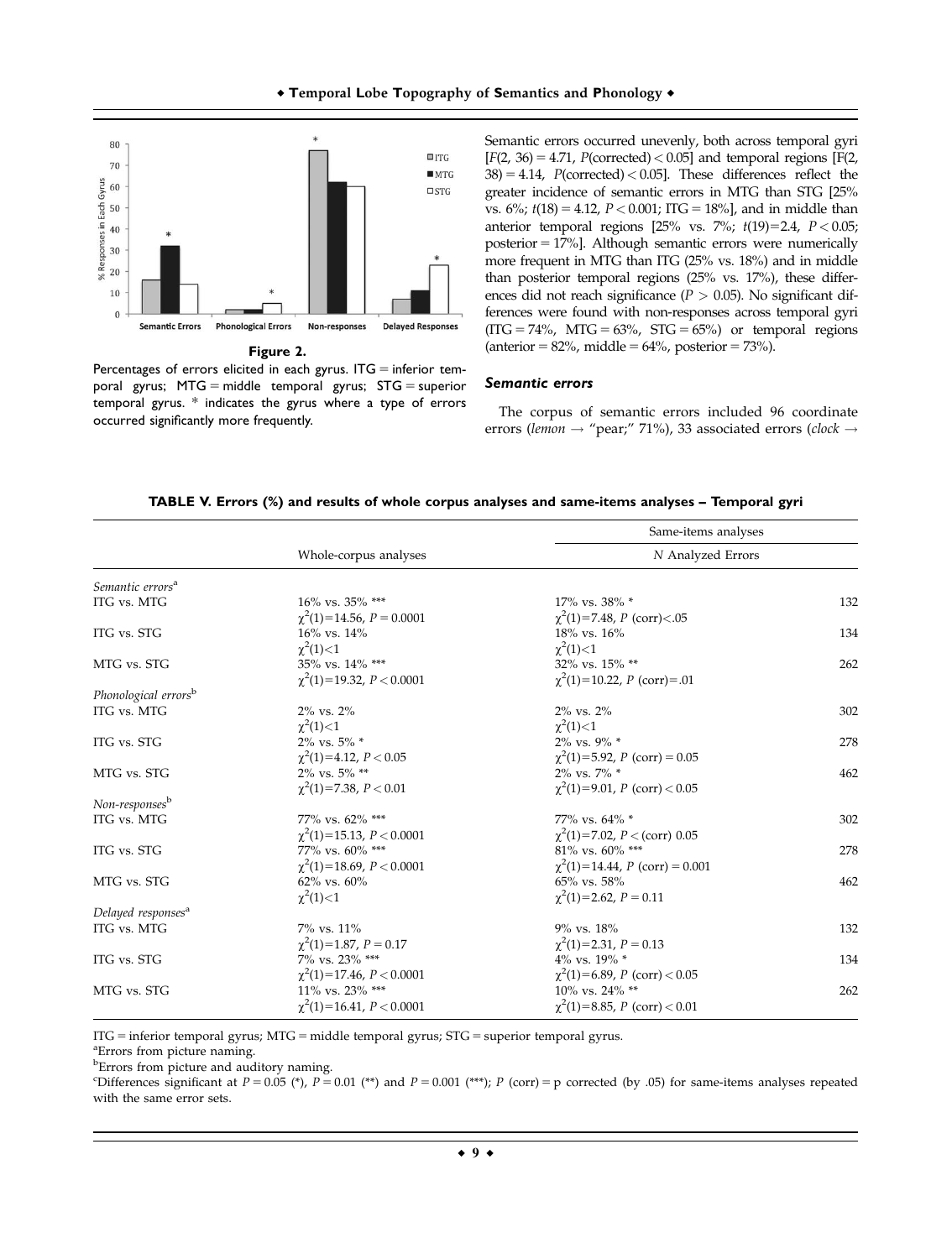Figure 2.

Percentages of errors elicited in each gyrus. ITG = inferior temporal gyrus; MTG = middle temporal gyrus; STG = superior temporal gyrus. * indicates the gyrus where a type of errors occurred significantly more frequently.

Semantic errors occurred unevenly, both across temporal gyri [$F(2, 36) = 4.71$, $P$(corrected) $< 0.05$] and temporal regions [$F(2, 38) = 4.14$, $P$(corrected) $< 0.05$]. These differences reflect the greater incidence of semantic errors in MTG than STG [25% vs. 6%; $t(18) = 4.12$, $P < 0.001$; ITG = 18%], and in middle than anterior temporal regions [25% vs. 7%; $t(19)=2.4$, $P < 0.05$; posterior = 17%]. Although semantic errors were numerically more frequent in MTG than ITG (25% vs. 18%) and in middle than posterior temporal regions (25% vs. 17%), these differences did not reach significance ($P > 0.05$). No significant differences were found with non-responses across temporal gyri (ITG = 74%, MTG = 63%, STG = 65%) or temporal regions (anterior = 82%, middle = 64%, posterior = 73%).

### Semantic errors

The corpus of semantic errors included 96 coordinate errors (*lemon* → "pear;" 71%), 33 associated errors (*clock* →

**TABLE V. Errors (%) and results of whole corpus analyses and same-items analyses – Temporal gyri**

| | Whole-corpus analyses | Same-items analyses | |
|---|---|---|---|
| | | | *N* Analyzed Errors |
| *Semantic errors*[a] | | | |
| ITG vs. MTG | 16% vs. 35% *** $\chi^2(1)=14.56$, $P = 0.0001$ | 17% vs. 38% * $\chi^2(1)=7.48$, $P$ (corr)$<.05$ | 132 |
| ITG vs. STG | 16% vs. 14% $\chi^2(1)<1$ | 18% vs. 16% $\chi^2(1)<1$ | 134 |
| MTG vs. STG | 35% vs. 14% *** $\chi^2(1)=19.32$, $P < 0.0001$ | 32% vs. 15% ** $\chi^2(1)=10.22$, $P$ (corr)$=.01$ | 262 |
| *Phonological errors*[b] | | | |
| ITG vs. MTG | 2% vs. 2% $\chi^2(1)<1$ | 2% vs. 2% $\chi^2(1)<1$ | 302 |
| ITG vs. STG | 2% vs. 5% * $\chi^2(1)=4.12$, $P < 0.05$ | 2% vs. 9% * $\chi^2(1)=5.92$, $P$ (corr) $= 0.05$ | 278 |
| MTG vs. STG | 2% vs. 5% ** $\chi^2(1)=7.38$, $P < 0.01$ | 2% vs. 7% * $\chi^2(1)=9.01$, $P$ (corr) $< 0.05$ | 462 |
| *Non-responses*[b] | | | |
| ITG vs. MTG | 77% vs. 62% *** $\chi^2(1)=15.13$, $P < 0.0001$ | 77% vs. 64% * $\chi^2(1)=7.02$, $P <$ (corr) 0.05 | 302 |
| ITG vs. STG | 77% vs. 60% *** $\chi^2(1)=18.69$, $P < 0.0001$ | 81% vs. 60% *** $\chi^2(1)=14.44$, $P$ (corr) $= 0.001$ | 278 |
| MTG vs. STG | 62% vs. 60% $\chi^2(1)<1$ | 65% vs. 58% $\chi^2(1)=2.62$, $P = 0.11$ | 462 |
| *Delayed responses*[a] | | | |
| ITG vs. MTG | 7% vs. 11% $\chi^2(1)=1.87$, $P = 0.17$ | 9% vs. 18% $\chi^2(1)=2.31$, $P = 0.13$ | 132 |
| ITG vs. STG | 7% vs. 23% *** $\chi^2(1)=17.46$, $P < 0.0001$ | 4% vs. 19% * $\chi^2(1)=6.89$, $P$ (corr) $< 0.05$ | 134 |
| MTG vs. STG | 11% vs. 23% *** $\chi^2(1)=16.41$, $P < 0.0001$ | 10% vs. 24% ** $\chi^2(1)=8.85$, $P$ (corr) $< 0.01$ | 262 |

ITG = inferior temporal gyrus; MTG = middle temporal gyrus; STG = superior temporal gyrus.

[a]Errors from picture naming.

[b]Errors from picture and auditory naming.

[c]Differences significant at $P = 0.05$ (*), $P = 0.01$ (**) and $P = 0.001$ (***); $P$ (corr) = p corrected (by .05) for same-items analyses repeated with the same error sets.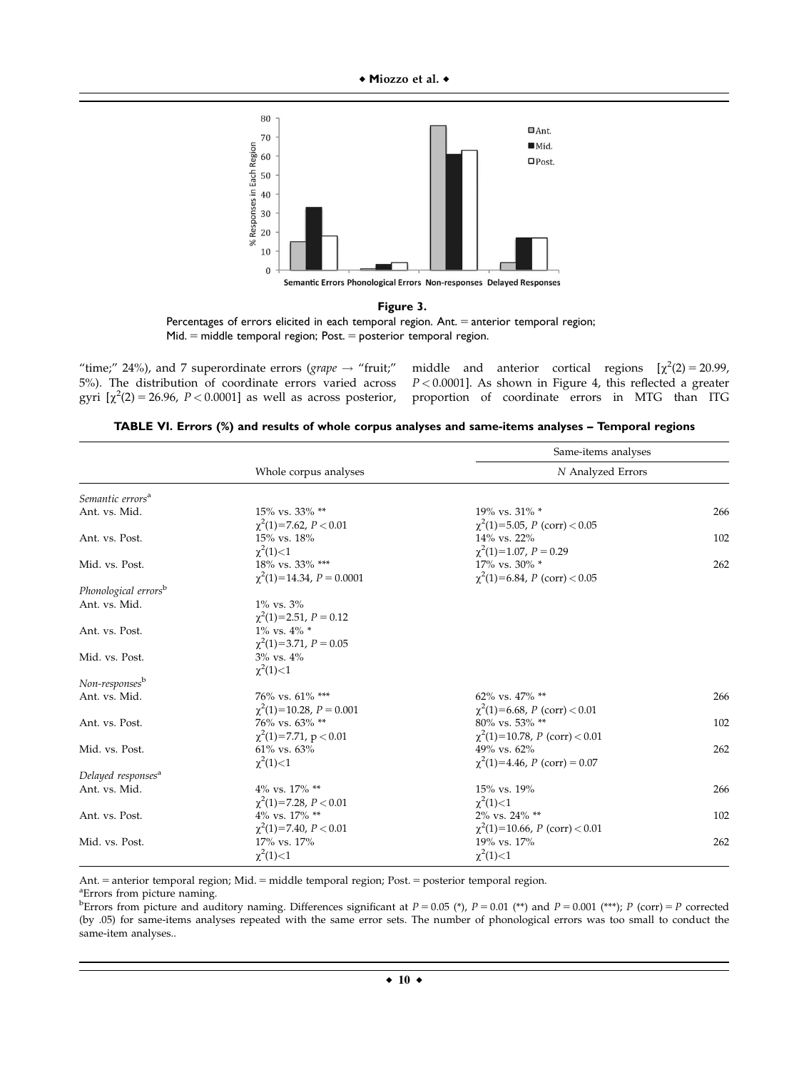**Figure 3.**

Percentages of errors elicited in each temporal region. Ant. = anterior temporal region; Mid. = middle temporal region; Post. = posterior temporal region.

"time;" 24%), and 7 superordinate errors (*grape* → "fruit;" 5%). The distribution of coordinate errors varied across gyri [$\chi^2(2) = 26.96$, $P < 0.0001$] as well as across posterior, middle and anterior cortical regions [$\chi^2(2) = 20.99$, $P < 0.0001$]. As shown in Figure 4, this reflected a greater proportion of coordinate errors in MTG than ITG

**TABLE VI. Errors (%) and results of whole corpus analyses and same-items analyses – Temporal regions**

| | Whole corpus analyses | Same-items analyses | |
|---|---|---|---|
| | | | N Analyzed Errors |
| *Semantic errors*[a] | | | |
| Ant. vs. Mid. | 15% vs. 33% ** | 19% vs. 31% * | 266 |
| | $\chi^2(1)=7.62$, $P < 0.01$ | $\chi^2(1)=5.05$, $P$ (corr) $< 0.05$ | |
| Ant. vs. Post. | 15% vs. 18% | 14% vs. 22% | 102 |
| | $\chi^2(1)<1$ | $\chi^2(1)=1.07$, $P = 0.29$ | |
| Mid. vs. Post. | 18% vs. 33% *** | 17% vs. 30% * | 262 |
| | $\chi^2(1)=14.34$, $P = 0.0001$ | $\chi^2(1)=6.84$, $P$ (corr) $< 0.05$ | |
| *Phonological errors*[b] | | | |
| Ant. vs. Mid. | 1% vs. 3% | | |
| | $\chi^2(1)=2.51$, $P = 0.12$ | | |
| Ant. vs. Post. | 1% vs. 4% * | | |
| | $\chi^2(1)=3.71$, $P = 0.05$ | | |
| Mid. vs. Post. | 3% vs. 4% | | |
| | $\chi^2(1)<1$ | | |
| *Non-responses*[b] | | | |
| Ant. vs. Mid. | 76% vs. 61% *** | 62% vs. 47% ** | 266 |
| | $\chi^2(1)=10.28$, $P = 0.001$ | $\chi^2(1)=6.68$, $P$ (corr) $< 0.01$ | |
| Ant. vs. Post. | 76% vs. 63% ** | 80% vs. 53% ** | 102 |
| | $\chi^2(1)=7.71$, $p < 0.01$ | $\chi^2(1)=10.78$, $P$ (corr) $< 0.01$ | |
| Mid. vs. Post. | 61% vs. 63% | 49% vs. 62% | 262 |
| | $\chi^2(1)<1$ | $\chi^2(1)=4.46$, $P$ (corr) $= 0.07$ | |
| *Delayed responses*[a] | | | |
| Ant. vs. Mid. | 4% vs. 17% ** | 15% vs. 19% | 266 |
| | $\chi^2(1)=7.28$, $P < 0.01$ | $\chi^2(1)<1$ | |
| Ant. vs. Post. | 4% vs. 17% ** | 2% vs. 24% ** | 102 |
| | $\chi^2(1)=7.40$, $P < 0.01$ | $\chi^2(1)=10.66$, $P$ (corr) $< 0.01$ | |
| Mid. vs. Post. | 17% vs. 17% | 19% vs. 17% | 262 |
| | $\chi^2(1)<1$ | $\chi^2(1)<1$ | |

Ant. = anterior temporal region; Mid. = middle temporal region; Post. = posterior temporal region.

[a]Errors from picture naming.

[b]Errors from picture and auditory naming. Differences significant at $P = 0.05$ (*), $P = 0.01$ (**) and $P = 0.001$ (***); $P$ (corr) = $P$ corrected (by .05) for same-items analyses repeated with the same error sets. The number of phonological errors was too small to conduct the same-item analyses..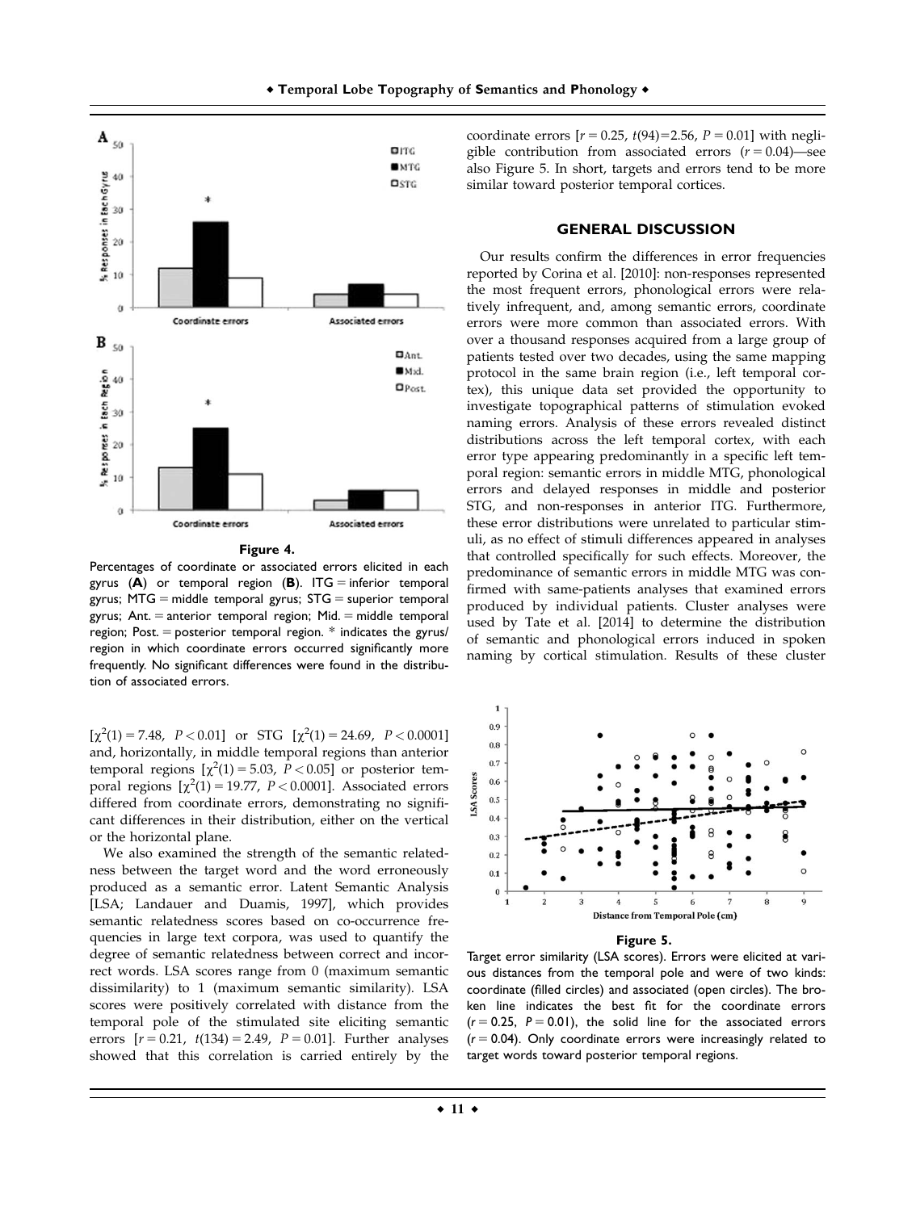**Figure 4.**

Percentages of coordinate or associated errors elicited in each gyrus (**A**) or temporal region (**B**). ITG = inferior temporal gyrus; MTG = middle temporal gyrus; STG = superior temporal gyrus; Ant. = anterior temporal region; Mid. = middle temporal region; Post. = posterior temporal region. * indicates the gyrus/region in which coordinate errors occurred significantly more frequently. No significant differences were found in the distribution of associated errors.

[$\chi^2(1) = 7.48$, $P < 0.01$] or STG [$\chi^2(1) = 24.69$, $P < 0.0001$] and, horizontally, in middle temporal regions than anterior temporal regions [$\chi^2(1) = 5.03$, $P < 0.05$] or posterior temporal regions [$\chi^2(1) = 19.77$, $P < 0.0001$]. Associated errors differed from coordinate errors, demonstrating no significant differences in their distribution, either on the vertical or the horizontal plane.

We also examined the strength of the semantic relatedness between the target word and the word erroneously produced as a semantic error. Latent Semantic Analysis [LSA; Landauer and Duamis, 1997], which provides semantic relatedness scores based on co-occurrence frequencies in large text corpora, was used to quantify the degree of semantic relatedness between correct and incorrect words. LSA scores range from 0 (maximum semantic dissimilarity) to 1 (maximum semantic similarity). LSA scores were positively correlated with distance from the temporal pole of the stimulated site eliciting semantic errors [$r = 0.21$, $t(134) = 2.49$, $P = 0.01$]. Further analyses showed that this correlation is carried entirely by the coordinate errors [$r = 0.25$, $t(94) = 2.56$, $P = 0.01$] with negligible contribution from associated errors ($r = 0.04$)—see also Figure 5. In short, targets and errors tend to be more similar toward posterior temporal cortices.

## GENERAL DISCUSSION

Our results confirm the differences in error frequencies reported by Corina et al. [2010]: non-responses represented the most frequent errors, phonological errors were relatively infrequent, and, among semantic errors, coordinate errors were more common than associated errors. With over a thousand responses acquired from a large group of patients tested over two decades, using the same mapping protocol in the same brain region (i.e., left temporal cortex), this unique data set provided the opportunity to investigate topographical patterns of stimulation evoked naming errors. Analysis of these errors revealed distinct distributions across the left temporal cortex, with each error type appearing predominantly in a specific left temporal region: semantic errors in middle MTG, phonological errors and delayed responses in middle and posterior STG, and non-responses in anterior ITG. Furthermore, these error distributions were unrelated to particular stimuli, as no effect of stimuli differences appeared in analyses that controlled specifically for such effects. Moreover, the predominance of semantic errors in middle MTG was confirmed with same-patients analyses that examined errors produced by individual patients. Cluster analyses were used by Tate et al. [2014] to determine the distribution of semantic and phonological errors induced in spoken naming by cortical stimulation. Results of these cluster

**Figure 5.**

Target error similarity (LSA scores). Errors were elicited at various distances from the temporal pole and were of two kinds: coordinate (filled circles) and associated (open circles). The broken line indicates the best fit for the coordinate errors ($r = 0.25$, $P = 0.01$), the solid line for the associated errors ($r = 0.04$). Only coordinate errors were increasingly related to target words toward posterior temporal regions.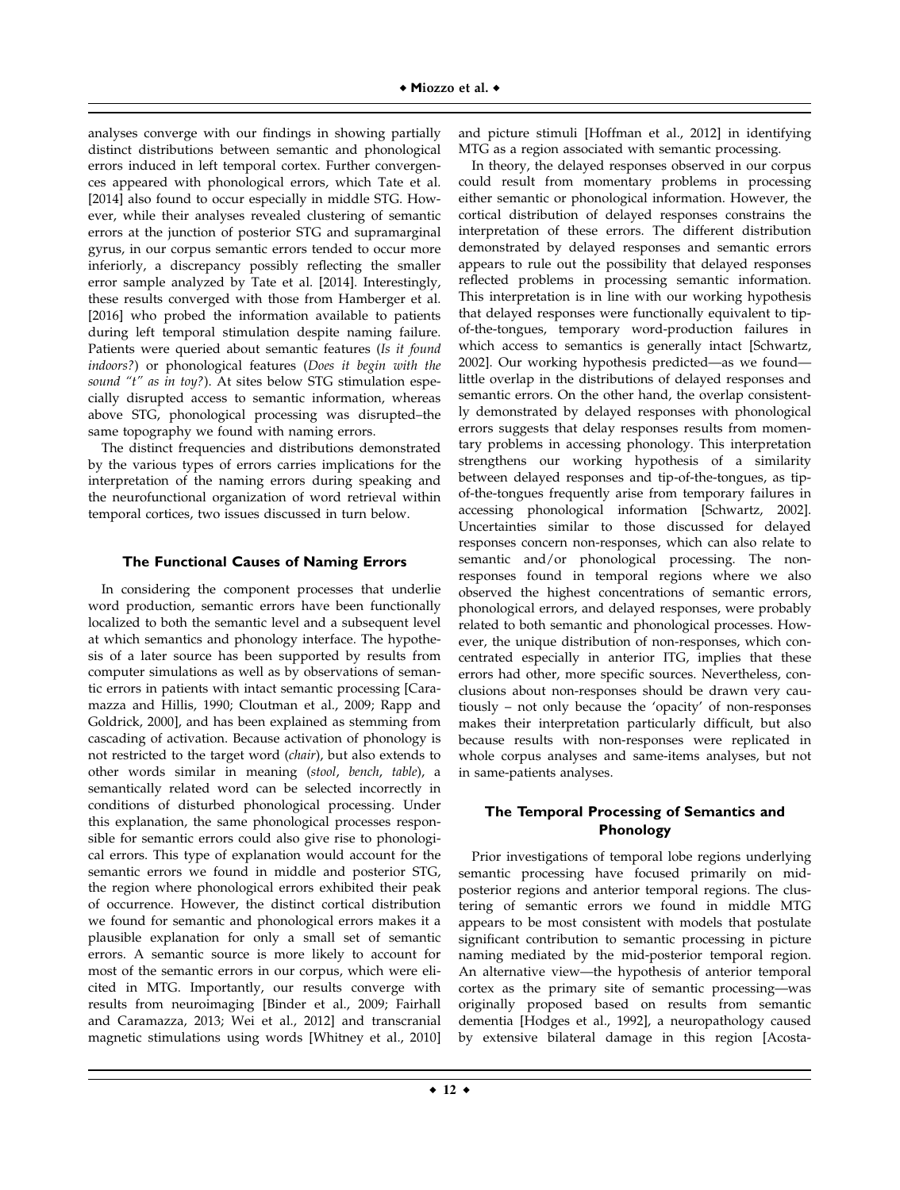analyses converge with our findings in showing partially distinct distributions between semantic and phonological errors induced in left temporal cortex. Further convergences appeared with phonological errors, which Tate et al. [2014] also found to occur especially in middle STG. However, while their analyses revealed clustering of semantic errors at the junction of posterior STG and supramarginal gyrus, in our corpus semantic errors tended to occur more inferiorly, a discrepancy possibly reflecting the smaller error sample analyzed by Tate et al. [2014]. Interestingly, these results converged with those from Hamberger et al. [2016] who probed the information available to patients during left temporal stimulation despite naming failure. Patients were queried about semantic features (*Is it found indoors?*) or phonological features (*Does it begin with the sound "t" as in toy?*). At sites below STG stimulation especially disrupted access to semantic information, whereas above STG, phonological processing was disrupted–the same topography we found with naming errors.

The distinct frequencies and distributions demonstrated by the various types of errors carries implications for the interpretation of the naming errors during speaking and the neurofunctional organization of word retrieval within temporal cortices, two issues discussed in turn below.

### The Functional Causes of Naming Errors

In considering the component processes that underlie word production, semantic errors have been functionally localized to both the semantic level and a subsequent level at which semantics and phonology interface. The hypothesis of a later source has been supported by results from computer simulations as well as by observations of semantic errors in patients with intact semantic processing [Caramazza and Hillis, 1990; Cloutman et al., 2009; Rapp and Goldrick, 2000], and has been explained as stemming from cascading of activation. Because activation of phonology is not restricted to the target word (*chair*), but also extends to other words similar in meaning (*stool*, *bench*, *table*), a semantically related word can be selected incorrectly in conditions of disturbed phonological processing. Under this explanation, the same phonological processes responsible for semantic errors could also give rise to phonological errors. This type of explanation would account for the semantic errors we found in middle and posterior STG, the region where phonological errors exhibited their peak of occurrence. However, the distinct cortical distribution we found for semantic and phonological errors makes it a plausible explanation for only a small set of semantic errors. A semantic source is more likely to account for most of the semantic errors in our corpus, which were elicited in MTG. Importantly, our results converge with results from neuroimaging [Binder et al., 2009; Fairhall and Caramazza, 2013; Wei et al., 2012] and transcranial magnetic stimulations using words [Whitney et al., 2010] and picture stimuli [Hoffman et al., 2012] in identifying MTG as a region associated with semantic processing.

In theory, the delayed responses observed in our corpus could result from momentary problems in processing either semantic or phonological information. However, the cortical distribution of delayed responses constrains the interpretation of these errors. The different distribution demonstrated by delayed responses and semantic errors appears to rule out the possibility that delayed responses reflected problems in processing semantic information. This interpretation is in line with our working hypothesis that delayed responses were functionally equivalent to tip-of-the-tongues, temporary word-production failures in which access to semantics is generally intact [Schwartz, 2002]. Our working hypothesis predicted—as we found—little overlap in the distributions of delayed responses and semantic errors. On the other hand, the overlap consistently demonstrated by delayed responses with phonological errors suggests that delay responses results from momentary problems in accessing phonology. This interpretation strengthens our working hypothesis of a similarity between delayed responses and tip-of-the-tongues, as tip-of-the-tongues frequently arise from temporary failures in accessing phonological information [Schwartz, 2002]. Uncertainties similar to those discussed for delayed responses concern non-responses, which can also relate to semantic and/or phonological processing. The non-responses found in temporal regions where we also observed the highest concentrations of semantic errors, phonological errors, and delayed responses, were probably related to both semantic and phonological processes. However, the unique distribution of non-responses, which concentrated especially in anterior ITG, implies that these errors had other, more specific sources. Nevertheless, conclusions about non-responses should be drawn very cautiously – not only because the 'opacity' of non-responses makes their interpretation particularly difficult, but also because results with non-responses were replicated in whole corpus analyses and same-items analyses, but not in same-patients analyses.

### The Temporal Processing of Semantics and Phonology

Prior investigations of temporal lobe regions underlying semantic processing have focused primarily on mid-posterior regions and anterior temporal regions. The clustering of semantic errors we found in middle MTG appears to be most consistent with models that postulate significant contribution to semantic processing in picture naming mediated by the mid-posterior temporal region. An alternative view—the hypothesis of anterior temporal cortex as the primary site of semantic processing—was originally proposed based on results from semantic dementia [Hodges et al., 1992], a neuropathology caused by extensive bilateral damage in this region [Acosta-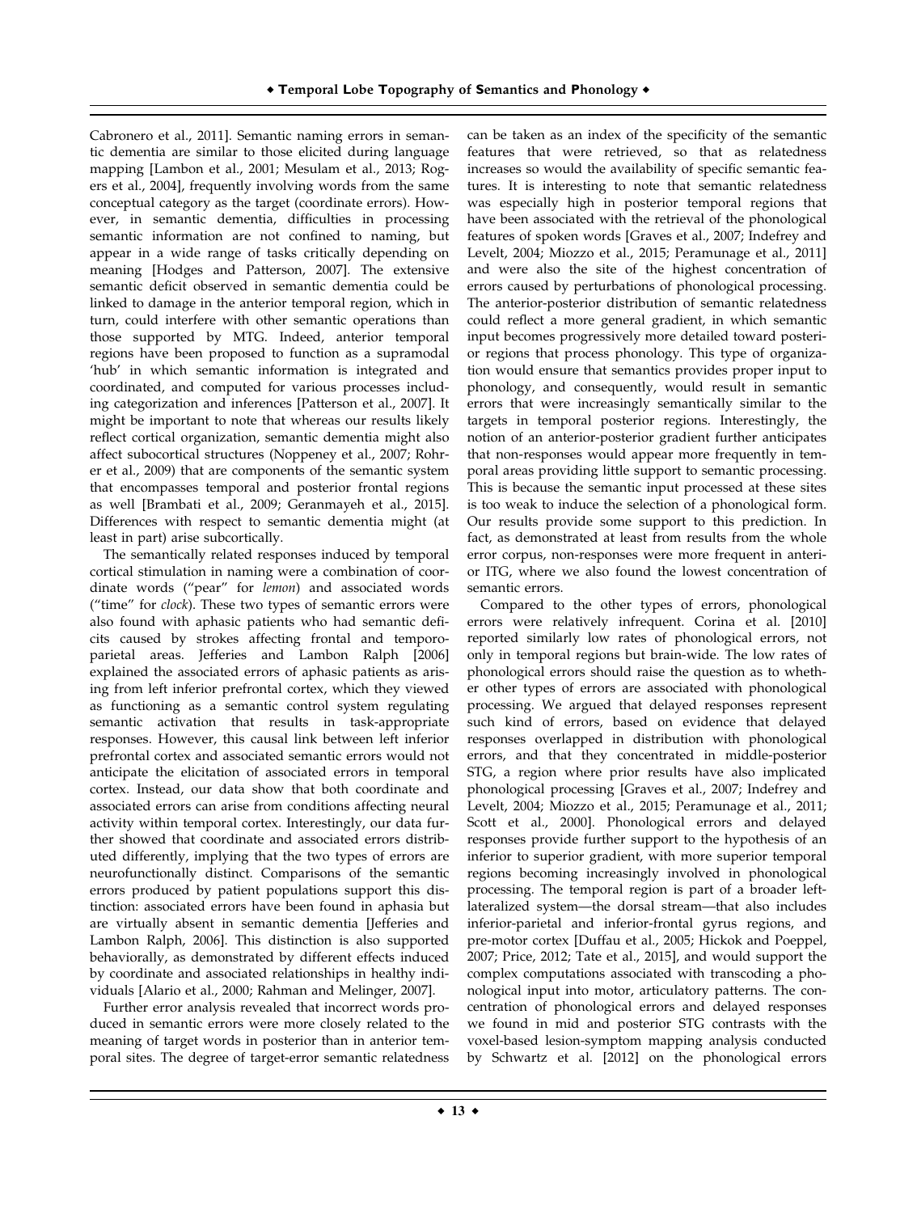Cabronero et al., 2011]. Semantic naming errors in semantic dementia are similar to those elicited during language mapping [Lambon et al., 2001; Mesulam et al., 2013; Rogers et al., 2004], frequently involving words from the same conceptual category as the target (coordinate errors). However, in semantic dementia, difficulties in processing semantic information are not confined to naming, but appear in a wide range of tasks critically depending on meaning [Hodges and Patterson, 2007]. The extensive semantic deficit observed in semantic dementia could be linked to damage in the anterior temporal region, which in turn, could interfere with other semantic operations than those supported by MTG. Indeed, anterior temporal regions have been proposed to function as a supramodal 'hub' in which semantic information is integrated and coordinated, and computed for various processes including categorization and inferences [Patterson et al., 2007]. It might be important to note that whereas our results likely reflect cortical organization, semantic dementia might also affect subocortical structures (Noppeney et al., 2007; Rohrer et al., 2009) that are components of the semantic system that encompasses temporal and posterior frontal regions as well [Brambati et al., 2009; Geranmayeh et al., 2015]. Differences with respect to semantic dementia might (at least in part) arise subcortically.

The semantically related responses induced by temporal cortical stimulation in naming were a combination of coordinate words ("pear" for *lemon*) and associated words ("time" for *clock*). These two types of semantic errors were also found with aphasic patients who had semantic deficits caused by strokes affecting frontal and temporoparietal areas. Jefferies and Lambon Ralph [2006] explained the associated errors of aphasic patients as arising from left inferior prefrontal cortex, which they viewed as functioning as a semantic control system regulating semantic activation that results in task-appropriate responses. However, this causal link between left inferior prefrontal cortex and associated semantic errors would not anticipate the elicitation of associated errors in temporal cortex. Instead, our data show that both coordinate and associated errors can arise from conditions affecting neural activity within temporal cortex. Interestingly, our data further showed that coordinate and associated errors distributed differently, implying that the two types of errors are neurofunctionally distinct. Comparisons of the semantic errors produced by patient populations support this distinction: associated errors have been found in aphasia but are virtually absent in semantic dementia [Jefferies and Lambon Ralph, 2006]. This distinction is also supported behaviorally, as demonstrated by different effects induced by coordinate and associated relationships in healthy individuals [Alario et al., 2000; Rahman and Melinger, 2007].

Further error analysis revealed that incorrect words produced in semantic errors were more closely related to the meaning of target words in posterior than in anterior temporal sites. The degree of target-error semantic relatedness can be taken as an index of the specificity of the semantic features that were retrieved, so that as relatedness increases so would the availability of specific semantic features. It is interesting to note that semantic relatedness was especially high in posterior temporal regions that have been associated with the retrieval of the phonological features of spoken words [Graves et al., 2007; Indefrey and Levelt, 2004; Miozzo et al., 2015; Peramunage et al., 2011] and were also the site of the highest concentration of errors caused by perturbations of phonological processing. The anterior-posterior distribution of semantic relatedness could reflect a more general gradient, in which semantic input becomes progressively more detailed toward posterior regions that process phonology. This type of organization would ensure that semantics provides proper input to phonology, and consequently, would result in semantic errors that were increasingly semantically similar to the targets in temporal posterior regions. Interestingly, the notion of an anterior-posterior gradient further anticipates that non-responses would appear more frequently in temporal areas providing little support to semantic processing. This is because the semantic input processed at these sites is too weak to induce the selection of a phonological form. Our results provide some support to this prediction. In fact, as demonstrated at least from results from the whole error corpus, non-responses were more frequent in anterior ITG, where we also found the lowest concentration of semantic errors.

Compared to the other types of errors, phonological errors were relatively infrequent. Corina et al. [2010] reported similarly low rates of phonological errors, not only in temporal regions but brain-wide. The low rates of phonological errors should raise the question as to whether other types of errors are associated with phonological processing. We argued that delayed responses represent such kind of errors, based on evidence that delayed responses overlapped in distribution with phonological errors, and that they concentrated in middle-posterior STG, a region where prior results have also implicated phonological processing [Graves et al., 2007; Indefrey and Levelt, 2004; Miozzo et al., 2015; Peramunage et al., 2011; Scott et al., 2000]. Phonological errors and delayed responses provide further support to the hypothesis of an inferior to superior gradient, with more superior temporal regions becoming increasingly involved in phonological processing. The temporal region is part of a broader left-lateralized system—the dorsal stream—that also includes inferior-parietal and inferior-frontal gyrus regions, and pre-motor cortex [Duffau et al., 2005; Hickok and Poeppel, 2007; Price, 2012; Tate et al., 2015], and would support the complex computations associated with transcoding a phonological input into motor, articulatory patterns. The concentration of phonological errors and delayed responses we found in mid and posterior STG contrasts with the voxel-based lesion-symptom mapping analysis conducted by Schwartz et al. [2012] on the phonological errors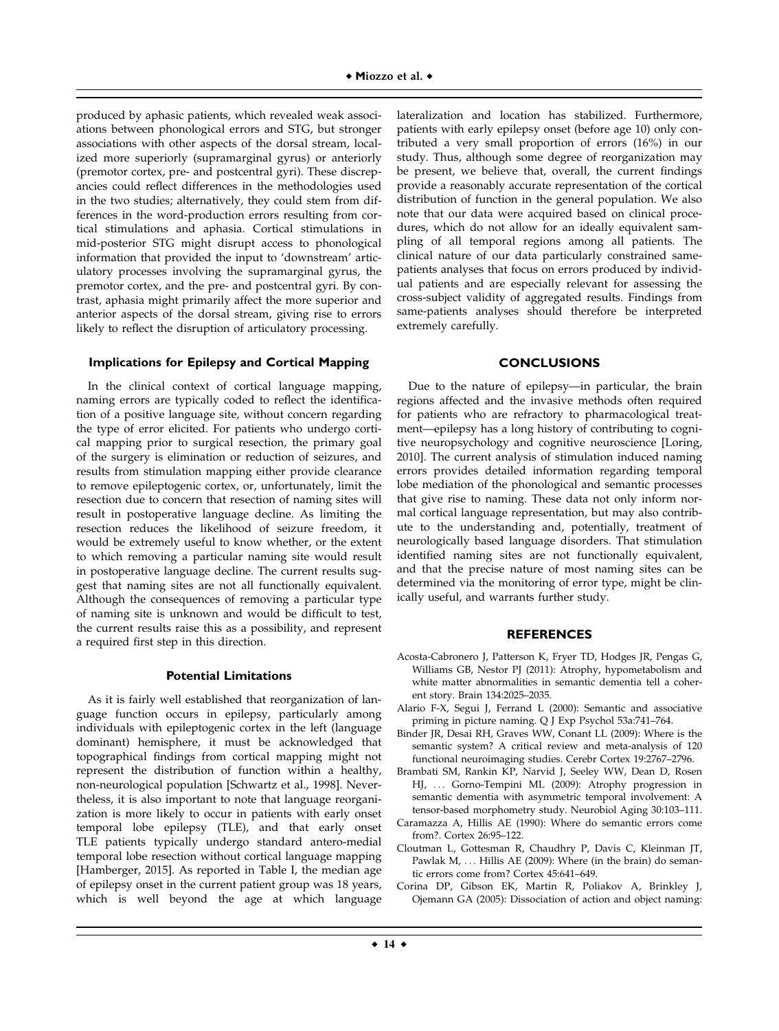produced by aphasic patients, which revealed weak associations between phonological errors and STG, but stronger associations with other aspects of the dorsal stream, localized more superiorly (supramarginal gyrus) or anteriorly (premotor cortex, pre- and postcentral gyri). These discrepancies could reflect differences in the methodologies used in the two studies; alternatively, they could stem from differences in the word-production errors resulting from cortical stimulations and aphasia. Cortical stimulations in mid-posterior STG might disrupt access to phonological information that provided the input to 'downstream' articulatory processes involving the supramarginal gyrus, the premotor cortex, and the pre- and postcentral gyri. By contrast, aphasia might primarily affect the more superior and anterior aspects of the dorsal stream, giving rise to errors likely to reflect the disruption of articulatory processing.

### Implications for Epilepsy and Cortical Mapping

In the clinical context of cortical language mapping, naming errors are typically coded to reflect the identification of a positive language site, without concern regarding the type of error elicited. For patients who undergo cortical mapping prior to surgical resection, the primary goal of the surgery is elimination or reduction of seizures, and results from stimulation mapping either provide clearance to remove epileptogenic cortex, or, unfortunately, limit the resection due to concern that resection of naming sites will result in postoperative language decline. As limiting the resection reduces the likelihood of seizure freedom, it would be extremely useful to know whether, or the extent to which removing a particular naming site would result in postoperative language decline. The current results suggest that naming sites are not all functionally equivalent. Although the consequences of removing a particular type of naming site is unknown and would be difficult to test, the current results raise this as a possibility, and represent a required first step in this direction.

### Potential Limitations

As it is fairly well established that reorganization of language function occurs in epilepsy, particularly among individuals with epileptogenic cortex in the left (language dominant) hemisphere, it must be acknowledged that topographical findings from cortical mapping might not represent the distribution of function within a healthy, non-neurological population [Schwartz et al., 1998]. Nevertheless, it is also important to note that language reorganization is more likely to occur in patients with early onset temporal lobe epilepsy (TLE), and that early onset TLE patients typically undergo standard antero-medial temporal lobe resection without cortical language mapping [Hamberger, 2015]. As reported in Table I, the median age of epilepsy onset in the current patient group was 18 years, which is well beyond the age at which language lateralization and location has stabilized. Furthermore, patients with early epilepsy onset (before age 10) only contributed a very small proportion of errors (16%) in our study. Thus, although some degree of reorganization may be present, we believe that, overall, the current findings provide a reasonably accurate representation of the cortical distribution of function in the general population. We also note that our data were acquired based on clinical procedures, which do not allow for an ideally equivalent sampling of all temporal regions among all patients. The clinical nature of our data particularly constrained same-patients analyses that focus on errors produced by individual patients and are especially relevant for assessing the cross-subject validity of aggregated results. Findings from same-patients analyses should therefore be interpreted extremely carefully.

## CONCLUSIONS

Due to the nature of epilepsy—in particular, the brain regions affected and the invasive methods often required for patients who are refractory to pharmacological treatment—epilepsy has a long history of contributing to cognitive neuropsychology and cognitive neuroscience [Loring, 2010]. The current analysis of stimulation induced naming errors provides detailed information regarding temporal lobe mediation of the phonological and semantic processes that give rise to naming. These data not only inform normal cortical language representation, but may also contribute to the understanding and, potentially, treatment of neurologically based language disorders. That stimulation identified naming sites are not functionally equivalent, and that the precise nature of most naming sites can be determined via the monitoring of error type, might be clinically useful, and warrants further study.

## REFERENCES

- Acosta-Cabronero J, Patterson K, Fryer TD, Hodges JR, Pengas G, Williams GB, Nestor PJ (2011): Atrophy, hypometabolism and white matter abnormalities in semantic dementia tell a coherent story. Brain 134:2025–2035.
- Alario F-X, Segui J, Ferrand L (2000): Semantic and associative priming in picture naming. Q J Exp Psychol 53a:741–764.
- Binder JR, Desai RH, Graves WW, Conant LL (2009): Where is the semantic system? A critical review and meta-analysis of 120 functional neuroimaging studies. Cerebr Cortex 19:2767–2796.
- Brambati SM, Rankin KP, Narvid J, Seeley WW, Dean D, Rosen HJ, ... Gorno-Tempini ML (2009): Atrophy progression in semantic dementia with asymmetric temporal involvement: A tensor-based morphometry study. Neurobiol Aging 30:103–111.
- Caramazza A, Hillis AE (1990): Where do semantic errors come from?. Cortex 26:95–122.
- Cloutman L, Gottesman R, Chaudhry P, Davis C, Kleinman JT, Pawlak M, ... Hillis AE (2009): Where (in the brain) do semantic errors come from? Cortex 45:641–649.
- Corina DP, Gibson EK, Martin R, Poliakov A, Brinkley J, Ojemann GA (2005): Dissociation of action and object naming: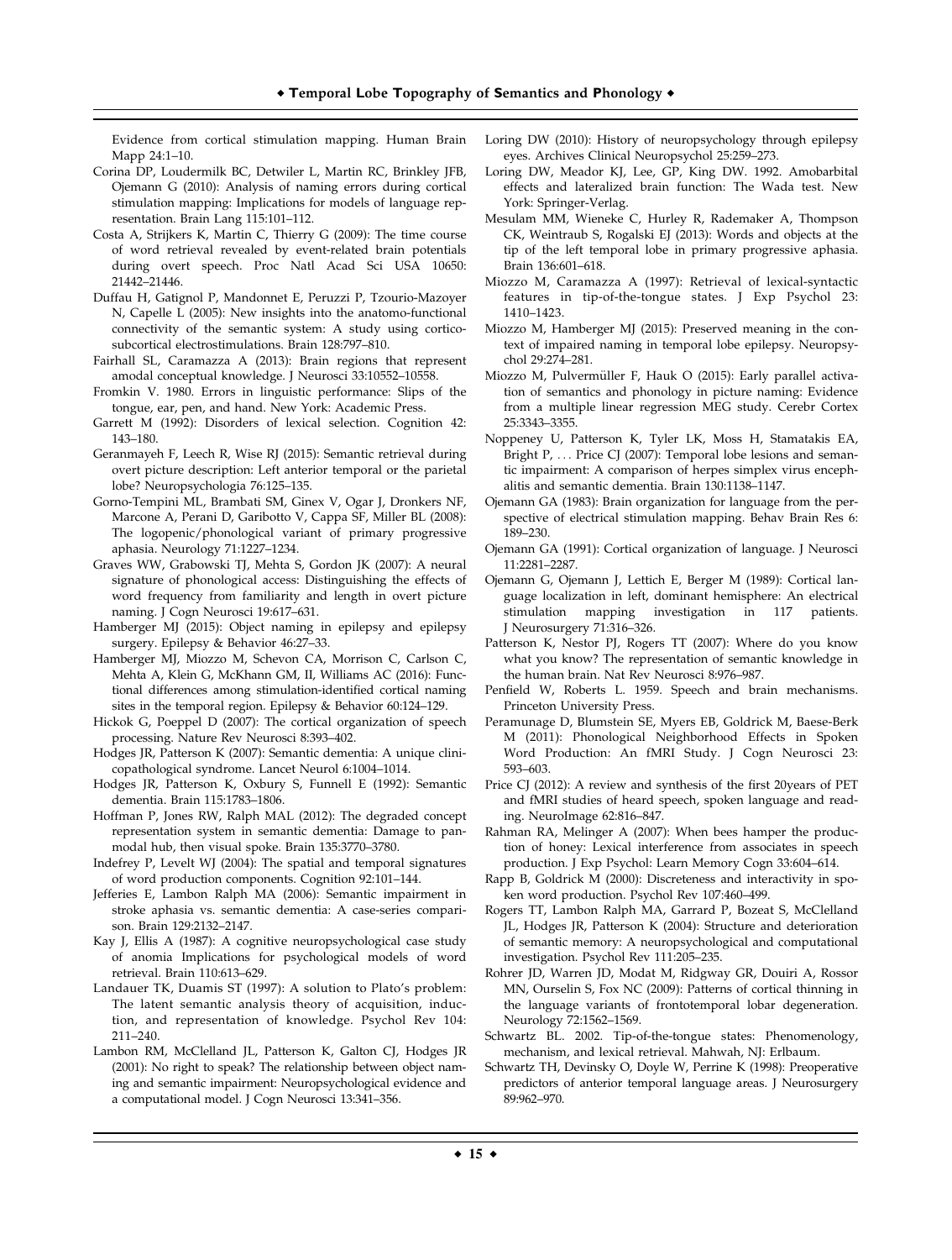Evidence from cortical stimulation mapping. Human Brain Mapp 24:1–10.

Corina DP, Loudermilk BC, Detwiler L, Martin RC, Brinkley JFB, Ojemann G (2010): Analysis of naming errors during cortical stimulation mapping: Implications for models of language representation. Brain Lang 115:101–112.

Costa A, Strijkers K, Martin C, Thierry G (2009): The time course of word retrieval revealed by event-related brain potentials during overt speech. Proc Natl Acad Sci USA 10650: 21442–21446.

Duffau H, Gatignol P, Mandonnet E, Peruzzi P, Tzourio-Mazoyer N, Capelle L (2005): New insights into the anatomo-functional connectivity of the semantic system: A study using cortico-subcortical electrostimulations. Brain 128:797–810.

Fairhall SL, Caramazza A (2013): Brain regions that represent amodal conceptual knowledge. J Neurosci 33:10552–10558.

Fromkin V. 1980. Errors in linguistic performance: Slips of the tongue, ear, pen, and hand. New York: Academic Press.

Garrett M (1992): Disorders of lexical selection. Cognition 42: 143–180.

Geranmayeh F, Leech R, Wise RJ (2015): Semantic retrieval during overt picture description: Left anterior temporal or the parietal lobe? Neuropsychologia 76:125–135.

Gorno-Tempini ML, Brambati SM, Ginex V, Ogar J, Dronkers NF, Marcone A, Perani D, Garibotto V, Cappa SF, Miller BL (2008): The logopenic/phonological variant of primary progressive aphasia. Neurology 71:1227–1234.

Graves WW, Grabowski TJ, Mehta S, Gordon JK (2007): A neural signature of phonological access: Distinguishing the effects of word frequency from familiarity and length in overt picture naming. J Cogn Neurosci 19:617–631.

Hamberger MJ (2015): Object naming in epilepsy and epilepsy surgery. Epilepsy & Behavior 46:27–33.

Hamberger MJ, Miozzo M, Schevon CA, Morrison C, Carlson C, Mehta A, Klein G, McKhann GM, II, Williams AC (2016): Functional differences among stimulation-identified cortical naming sites in the temporal region. Epilepsy & Behavior 60:124–129.

Hickok G, Poeppel D (2007): The cortical organization of speech processing. Nature Rev Neurosci 8:393–402.

Hodges JR, Patterson K (2007): Semantic dementia: A unique clinicopathological syndrome. Lancet Neurol 6:1004–1014.

Hodges JR, Patterson K, Oxbury S, Funnell E (1992): Semantic dementia. Brain 115:1783–1806.

Hoffman P, Jones RW, Ralph MAL (2012): The degraded concept representation system in semantic dementia: Damage to pan-modal hub, then visual spoke. Brain 135:3770–3780.

Indefrey P, Levelt WJ (2004): The spatial and temporal signatures of word production components. Cognition 92:101–144.

Jefferies E, Lambon Ralph MA (2006): Semantic impairment in stroke aphasia vs. semantic dementia: A case-series comparison. Brain 129:2132–2147.

Kay J, Ellis A (1987): A cognitive neuropsychological case study of anomia Implications for psychological models of word retrieval. Brain 110:613–629.

Landauer TK, Duamis ST (1997): A solution to Plato's problem: The latent semantic analysis theory of acquisition, induction, and representation of knowledge. Psychol Rev 104: 211–240.

Lambon RM, McClelland JL, Patterson K, Galton CJ, Hodges JR (2001): No right to speak? The relationship between object naming and semantic impairment: Neuropsychological evidence and a computational model. J Cogn Neurosci 13:341–356.

Loring DW (2010): History of neuropsychology through epilepsy eyes. Archives Clinical Neuropsychol 25:259–273.

Loring DW, Meador KJ, Lee, GP, King DW. 1992. Amobarbital effects and lateralized brain function: The Wada test. New York: Springer-Verlag.

Mesulam MM, Wieneke C, Hurley R, Rademaker A, Thompson CK, Weintraub S, Rogalski EJ (2013): Words and objects at the tip of the left temporal lobe in primary progressive aphasia. Brain 136:601–618.

Miozzo M, Caramazza A (1997): Retrieval of lexical-syntactic features in tip-of-the-tongue states. J Exp Psychol 23: 1410–1423.

Miozzo M, Hamberger MJ (2015): Preserved meaning in the context of impaired naming in temporal lobe epilepsy. Neuropsychol 29:274–281.

Miozzo M, Pulvermüller F, Hauk O (2015): Early parallel activation of semantics and phonology in picture naming: Evidence from a multiple linear regression MEG study. Cerebr Cortex 25:3343–3355.

Noppeney U, Patterson K, Tyler LK, Moss H, Stamatakis EA, Bright P, ... Price CJ (2007): Temporal lobe lesions and semantic impairment: A comparison of herpes simplex virus encephalitis and semantic dementia. Brain 130:1138–1147.

Ojemann GA (1983): Brain organization for language from the perspective of electrical stimulation mapping. Behav Brain Res 6: 189–230.

Ojemann GA (1991): Cortical organization of language. J Neurosci 11:2281–2287.

Ojemann G, Ojemann J, Lettich E, Berger M (1989): Cortical language localization in left, dominant hemisphere: An electrical stimulation mapping investigation in 117 patients. J Neurosurgery 71:316–326.

Patterson K, Nestor PJ, Rogers TT (2007): Where do you know what you know? The representation of semantic knowledge in the human brain. Nat Rev Neurosci 8:976–987.

Penfield W, Roberts L. 1959. Speech and brain mechanisms. Princeton University Press.

Peramunage D, Blumstein SE, Myers EB, Goldrick M, Baese-Berk M (2011): Phonological Neighborhood Effects in Spoken Word Production: An fMRI Study. J Cogn Neurosci 23: 593–603.

Price CJ (2012): A review and synthesis of the first 20years of PET and fMRI studies of heard speech, spoken language and reading. NeuroImage 62:816–847.

Rahman RA, Melinger A (2007): When bees hamper the production of honey: Lexical interference from associates in speech production. J Exp Psychol: Learn Memory Cogn 33:604–614.

Rapp B, Goldrick M (2000): Discreteness and interactivity in spoken word production. Psychol Rev 107:460–499.

Rogers TT, Lambon Ralph MA, Garrard P, Bozeat S, McClelland JL, Hodges JR, Patterson K (2004): Structure and deterioration of semantic memory: A neuropsychological and computational investigation. Psychol Rev 111:205–235.

Rohrer JD, Warren JD, Modat M, Ridgway GR, Douiri A, Rossor MN, Ourselin S, Fox NC (2009): Patterns of cortical thinning in the language variants of frontotemporal lobar degeneration. Neurology 72:1562–1569.

Schwartz BL. 2002. Tip-of-the-tongue states: Phenomenology, mechanism, and lexical retrieval. Mahwah, NJ: Erlbaum.

Schwartz TH, Devinsky O, Doyle W, Perrine K (1998): Preoperative predictors of anterior temporal language areas. J Neurosurgery 89:962–970.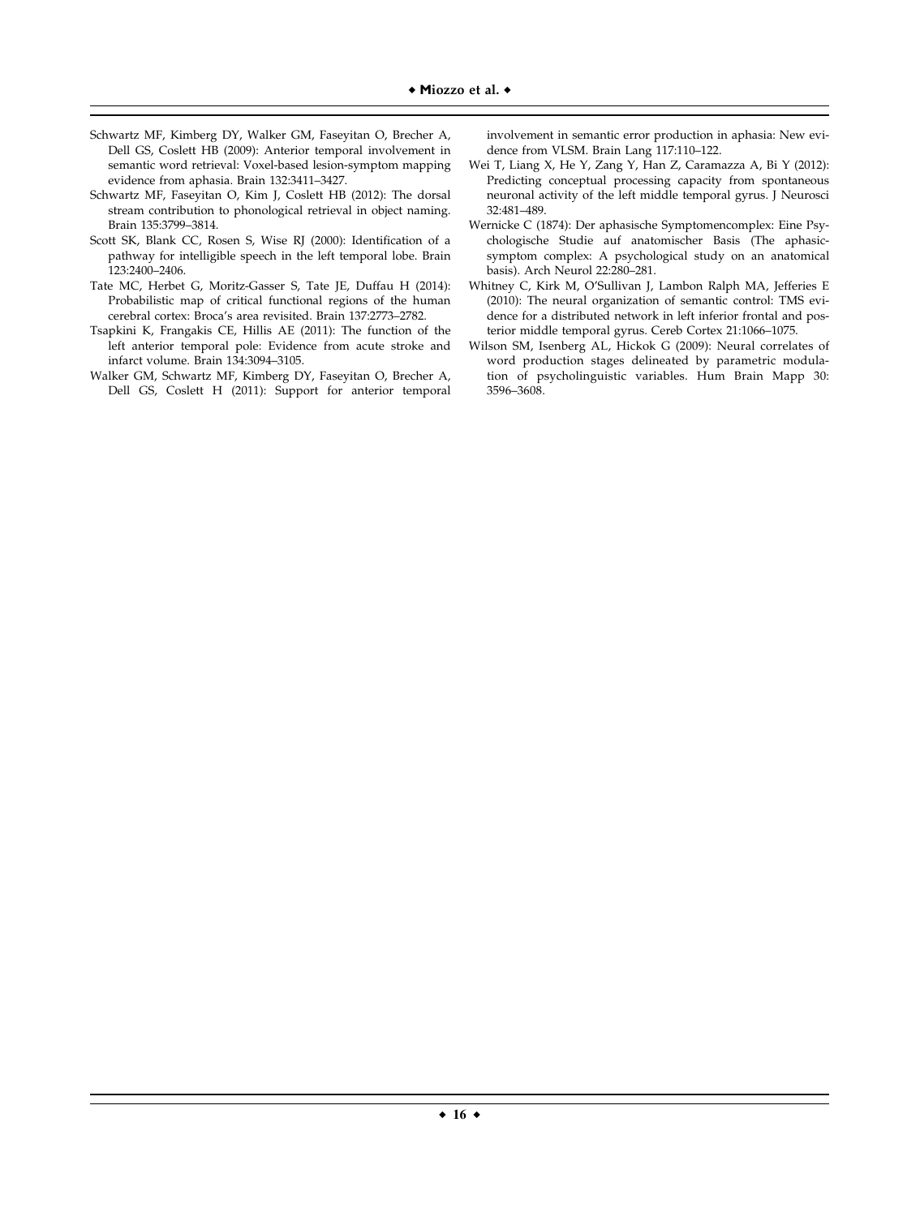Schwartz MF, Kimberg DY, Walker GM, Faseyitan O, Brecher A, Dell GS, Coslett HB (2009): Anterior temporal involvement in semantic word retrieval: Voxel-based lesion-symptom mapping evidence from aphasia. Brain 132:3411–3427.

Schwartz MF, Faseyitan O, Kim J, Coslett HB (2012): The dorsal stream contribution to phonological retrieval in object naming. Brain 135:3799–3814.

Scott SK, Blank CC, Rosen S, Wise RJ (2000): Identification of a pathway for intelligible speech in the left temporal lobe. Brain 123:2400–2406.

Tate MC, Herbet G, Moritz-Gasser S, Tate JE, Duffau H (2014): Probabilistic map of critical functional regions of the human cerebral cortex: Broca's area revisited. Brain 137:2773–2782.

Tsapkini K, Frangakis CE, Hillis AE (2011): The function of the left anterior temporal pole: Evidence from acute stroke and infarct volume. Brain 134:3094–3105.

Walker GM, Schwartz MF, Kimberg DY, Faseyitan O, Brecher A, Dell GS, Coslett H (2011): Support for anterior temporal involvement in semantic error production in aphasia: New evidence from VLSM. Brain Lang 117:110–122.

Wei T, Liang X, He Y, Zang Y, Han Z, Caramazza A, Bi Y (2012): Predicting conceptual processing capacity from spontaneous neuronal activity of the left middle temporal gyrus. J Neurosci 32:481–489.

Wernicke C (1874): Der aphasische Symptomencomplex: Eine Psychologische Studie auf anatomischer Basis (The aphasic-symptom complex: A psychological study on an anatomical basis). Arch Neurol 22:280–281.

Whitney C, Kirk M, O'Sullivan J, Lambon Ralph MA, Jefferies E (2010): The neural organization of semantic control: TMS evidence for a distributed network in left inferior frontal and posterior middle temporal gyrus. Cereb Cortex 21:1066–1075.

Wilson SM, Isenberg AL, Hickok G (2009): Neural correlates of word production stages delineated by parametric modulation of psycholinguistic variables. Hum Brain Mapp 30: 3596–3608.